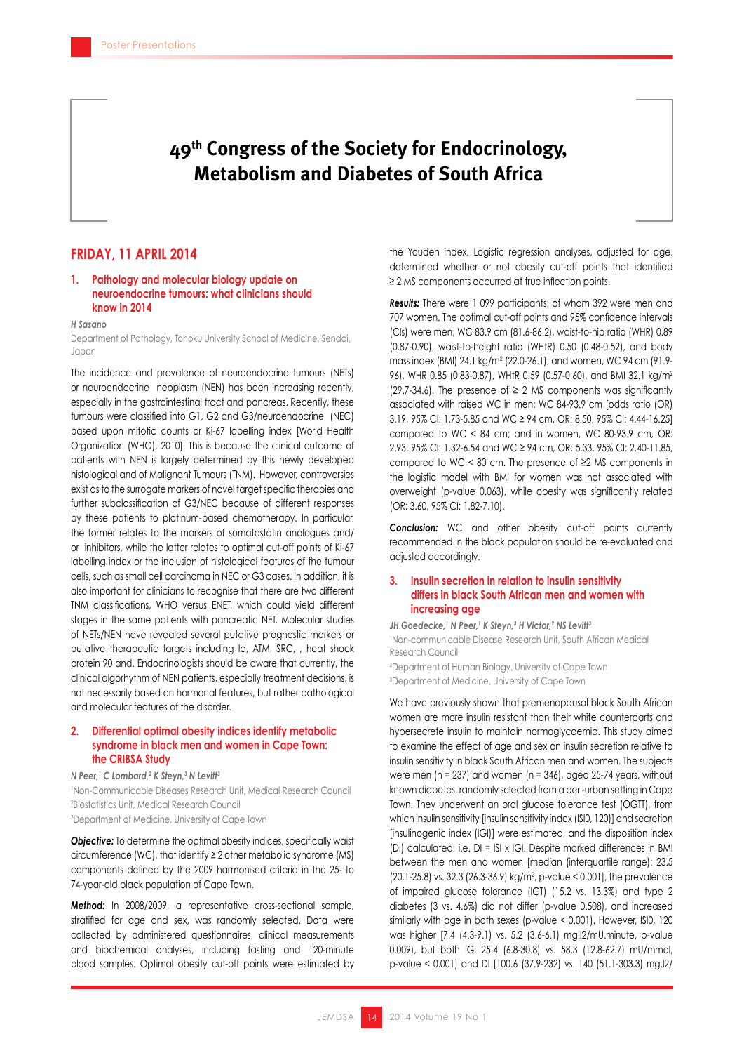# 49th Congress of the Society for Endocrinology, Metabolism and Diabetes of South Africa

## FRIDAY, 11 APRIL 2014

### 1. Pathology and molecular biology update on neuroendocrine tumours: what clinicians should know in 2014

*H Sasano*

Department of Pathology, Tohoku University School of Medicine, Sendai, Japan

The incidence and prevalence of neuroendocrine tumours (NETs) or neuroendocrine neoplasm (NEN) has been increasing recently, especially in the gastrointestinal tract and pancreas. Recently, these tumours were classified into G1, G2 and G3/neuroendocrine (NEC) based upon mitotic counts or Ki-67 labelling index [World Health Organization (WHO), 2010]. This is because the clinical outcome of patients with NEN is largely determined by this newly developed histological and of Malignant Tumours (TNM). However, controversies exist as to the surrogate markers of novel target specific therapies and further subclassification of G3/NEC because of different responses by these patients to platinum-based chemotherapy. In particular, the former relates to the markers of somatostatin analogues and/or inhibitors, while the latter relates to optimal cut-off points of Ki-67 labelling index or the inclusion of histological features of the tumour cells, such as small cell carcinoma in NEC or G3 cases. In addition, it is also important for clinicians to recognise that there are two different TNM classifications, WHO versus ENET, which could yield different stages in the same patients with pancreatic NET. Molecular studies of NETs/NEN have revealed several putative prognostic markers or putative therapeutic targets including Id, ATM, SRC, , heat shock protein 90 and. Endocrinologists should be aware that currently, the clinical algorhythm of NEN patients, especially treatment decisions, is not necessarily based on hormonal features, but rather pathological and molecular features of the disorder.

### 2. Differential optimal obesity indices identify metabolic syndrome in black men and women in Cape Town: the CRIBSA Study

*N Peer,[1] C Lombard,[2] K Steyn,[3] N Levitt[3]*

[1]Non-Communicable Diseases Research Unit, Medical Research Council
[2]Biostatistics Unit, Medical Research Council
[3]Department of Medicine, University of Cape Town

***Objective:*** To determine the optimal obesity indices, specifically waist circumference (WC), that identify ≥ 2 other metabolic syndrome (MS) components defined by the 2009 harmonised criteria in the 25- to 74-year-old black population of Cape Town.

***Method:*** In 2008/2009, a representative cross-sectional sample, stratified for age and sex, was randomly selected. Data were collected by administered questionnaires, clinical measurements and biochemical analyses, including fasting and 120-minute blood samples. Optimal obesity cut-off points were estimated by the Youden index. Logistic regression analyses, adjusted for age, determined whether or not obesity cut-off points that identified ≥ 2 MS components occurred at true inflection points.

***Results:*** There were 1 099 participants; of whom 392 were men and 707 women. The optimal cut-off points and 95% confidence intervals (CIs) were men, WC 83.9 cm (81.6-86.2), waist-to-hip ratio (WHR) 0.89 (0.87-0.90), waist-to-height ratio (WHtR) 0.50 (0.48-0.52), and body mass index (BMI) 24.1 kg/m$^2$ (22.0-26.1); and women, WC 94 cm (91.9-96), WHR 0.85 (0.83-0.87), WHtR 0.59 (0.57-0.60), and BMI 32.1 kg/m$^2$ (29.7-34.6). The presence of ≥ 2 MS components was significantly associated with raised WC in men: WC 84-93.9 cm [odds ratio (OR) 3.19, 95% CI: 1.73-5.85 and WC ≥ 94 cm, OR: 8.50, 95% CI: 4.44-16.25] compared to WC < 84 cm; and in women, WC 80-93.9 cm, OR: 2.93, 95% CI: 1.32-6.54 and WC ≥ 94 cm, OR: 5.33, 95% CI: 2.40-11.85, compared to WC < 80 cm. The presence of ≥2 MS components in the logistic model with BMI for women was not associated with overweight (p-value 0.063), while obesity was significantly related (OR: 3.60, 95% CI: 1.82-7.10).

***Conclusion:*** WC and other obesity cut-off points currently recommended in the black population should be re-evaluated and adjusted accordingly.

### 3. Insulin secretion in relation to insulin sensitivity differs in black South African men and women with increasing age

*JH Goedecke,[1] N Peer,[1] K Steyn,[3] H Victor,[2] NS Levitt[3]*

[1]Non-communicable Disease Research Unit, South African Medical Research Council
[2]Department of Human Biology, University of Cape Town
[3]Department of Medicine, University of Cape Town

We have previously shown that premenopausal black South African women are more insulin resistant than their white counterparts and hypersecrete insulin to maintain normoglycaemia. This study aimed to examine the effect of age and sex on insulin secretion relative to insulin sensitivity in black South African men and women. The subjects were men (n = 237) and women (n = 346), aged 25-74 years, without known diabetes, randomly selected from a peri-urban setting in Cape Town. They underwent an oral glucose tolerance test (OGTT), from which insulin sensitivity [insulin sensitivity index (ISI0, 120)] and secretion [insulinogenic index (IGI)] were estimated, and the disposition index (DI) calculated, i.e. DI = ISI x IGI. Despite marked differences in BMI between the men and women [median (interquartile range): 23.5 (20.1-25.8) vs. 32.3 (26.3-36.9) kg/m$^2$, p-value < 0.001], the prevalence of impaired glucose tolerance (IGT) (15.2 vs. 13.3%) and type 2 diabetes (3 vs. 4.6%) did not differ (p-value 0.508), and increased similarly with age in both sexes (p-value < 0.001). However, ISI0, 120 was higher [7.4 (4.3-9.1) vs. 5.2 (3.6-6.1) mg.l2/mU.minute, p-value 0.009), but both IGI 25.4 (6.8-30.8) vs. 58.3 (12.8-62.7) mU/mmol, p-value < 0.001) and DI [100.6 (37.9-232) vs. 140 (51.1-303.3) mg.l2/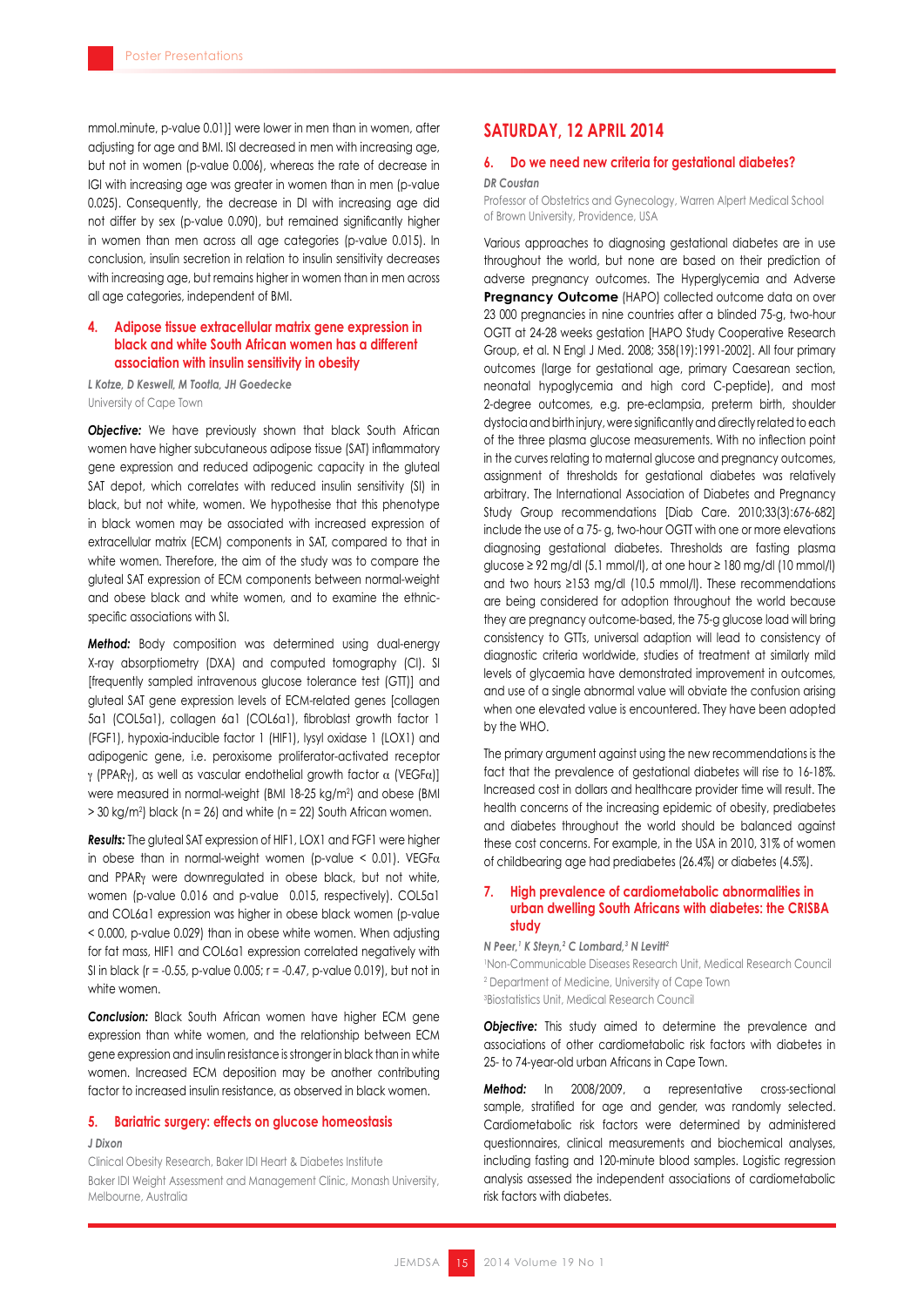mmol.minute, p-value 0.01)] were lower in men than in women, after adjusting for age and BMI. ISI decreased in men with increasing age, but not in women (p-value 0.006), whereas the rate of decrease in IGI with increasing age was greater in women than in men (p-value 0.025). Consequently, the decrease in DI with increasing age did not differ by sex (p-value 0.090), but remained significantly higher in women than men across all age categories (p-value 0.015). In conclusion, insulin secretion in relation to insulin sensitivity decreases with increasing age, but remains higher in women than in men across all age categories, independent of BMI.

### 4. Adipose tissue extracellular matrix gene expression in black and white South African women has a different association with insulin sensitivity in obesity

*L Kotze, D Keswell, M Tootla, JH Goedecke*

University of Cape Town

***Objective:*** We have previously shown that black South African women have higher subcutaneous adipose tissue (SAT) inflammatory gene expression and reduced adipogenic capacity in the gluteal SAT depot, which correlates with reduced insulin sensitivity (SI) in black, but not white, women. We hypothesise that this phenotype in black women may be associated with increased expression of extracellular matrix (ECM) components in SAT, compared to that in white women. Therefore, the aim of the study was to compare the gluteal SAT expression of ECM components between normal-weight and obese black and white women, and to examine the ethnic-specific associations with SI.

***Method:*** Body composition was determined using dual-energy X-ray absorptiometry (DXA) and computed tomography (CT). SI [frequently sampled intravenous glucose tolerance test (GTT)] and gluteal SAT gene expression levels of ECM-related genes [collagen 5a1 (COL5a1), collagen 6a1 (COL6a1), fibroblast growth factor 1 (FGF1), hypoxia-inducible factor 1 (HIF1), lysyl oxidase 1 (LOX1) and adipogenic gene, i.e. peroxisome proliferator-activated receptor $\gamma$ (PPAR$\gamma$), as well as vascular endothelial growth factor $\alpha$ (VEGF$\alpha$)] were measured in normal-weight (BMI 18-25 kg/m$^2$) and obese (BMI > 30 kg/m$^2$) black (n = 26) and white (n = 22) South African women.

***Results:*** The gluteal SAT expression of HIF1, LOX1 and FGF1 were higher in obese than in normal-weight women (p-value < 0.01). VEGF$\alpha$ and PPAR$\gamma$ were downregulated in obese black, but not white, women (p-value 0.016 and p-value 0.015, respectively). COL5a1 and COL6a1 expression was higher in obese black women (p-value < 0.000, p-value 0.029) than in obese white women. When adjusting for fat mass, HIF1 and COL6a1 expression correlated negatively with SI in black (r = -0.55, p-value 0.005; r = -0.47, p-value 0.019), but not in white women.

***Conclusion:*** Black South African women have higher ECM gene expression than white women, and the relationship between ECM gene expression and insulin resistance is stronger in black than in white women. Increased ECM deposition may be another contributing factor to increased insulin resistance, as observed in black women.

### 5. Bariatric surgery: effects on glucose homeostasis

*J Dixon*

Clinical Obesity Research, Baker IDI Heart & Diabetes Institute

Baker IDI Weight Assessment and Management Clinic, Monash University, Melbourne, Australia

## SATURDAY, 12 APRIL 2014

### 6. Do we need new criteria for gestational diabetes?

*DR Coustan*

Professor of Obstetrics and Gynecology, Warren Alpert Medical School of Brown University, Providence, USA

Various approaches to diagnosing gestational diabetes are in use throughout the world, but none are based on their prediction of adverse pregnancy outcomes. The Hyperglycemia and Adverse **Pregnancy Outcome** (HAPO) collected outcome data on over 23 000 pregnancies in nine countries after a blinded 75-g, two-hour OGTT at 24-28 weeks gestation [HAPO Study Cooperative Research Group, et al. N Engl J Med. 2008; 358(19):1991-2002]. All four primary outcomes (large for gestational age, primary Caesarean section, neonatal hypoglycemia and high cord C-peptide), and most 2-degree outcomes, e.g. pre-eclampsia, preterm birth, shoulder dystocia and birth injury, were significantly and directly related to each of the three plasma glucose measurements. With no inflection point in the curves relating to maternal glucose and pregnancy outcomes, assignment of thresholds for gestational diabetes was relatively arbitrary. The International Association of Diabetes and Pregnancy Study Group recommendations [Diab Care. 2010;33(3):676-682] include the use of a 75- g, two-hour OGTT with one or more elevations diagnosing gestational diabetes. Thresholds are fasting plasma glucose ≥ 92 mg/dl (5.1 mmol/l), at one hour ≥ 180 mg/dl (10 mmol/l) and two hours ≥153 mg/dl (10.5 mmol/l). These recommendations are being considered for adoption throughout the world because they are pregnancy outcome-based, the 75-g glucose load will bring consistency to GTTs, universal adaption will lead to consistency of diagnostic criteria worldwide, studies of treatment at similarly mild levels of glycaemia have demonstrated improvement in outcomes, and use of a single abnormal value will obviate the confusion arising when one elevated value is encountered. They have been adopted by the WHO.

The primary argument against using the new recommendations is the fact that the prevalence of gestational diabetes will rise to 16-18%. Increased cost in dollars and healthcare provider time will result. The health concerns of the increasing epidemic of obesity, prediabetes and diabetes throughout the world should be balanced against these cost concerns. For example, in the USA in 2010, 31% of women of childbearing age had prediabetes (26.4%) or diabetes (4.5%).

### 7. High prevalence of cardiometabolic abnormalities in urban dwelling South Africans with diabetes: the CRISBA study

*N Peer,[1] K Steyn,[2] C Lombard,[3] N Levitt[2]*

[1]Non-Communicable Diseases Research Unit, Medical Research Council

[2]Department of Medicine, University of Cape Town

[3]Biostatistics Unit, Medical Research Council

***Objective:*** This study aimed to determine the prevalence and associations of other cardiometabolic risk factors with diabetes in 25- to 74-year-old urban Africans in Cape Town.

***Method:*** In 2008/2009, a representative cross-sectional sample, stratified for age and gender, was randomly selected. Cardiometabolic risk factors were determined by administered questionnaires, clinical measurements and biochemical analyses, including fasting and 120-minute blood samples. Logistic regression analysis assessed the independent associations of cardiometabolic risk factors with diabetes.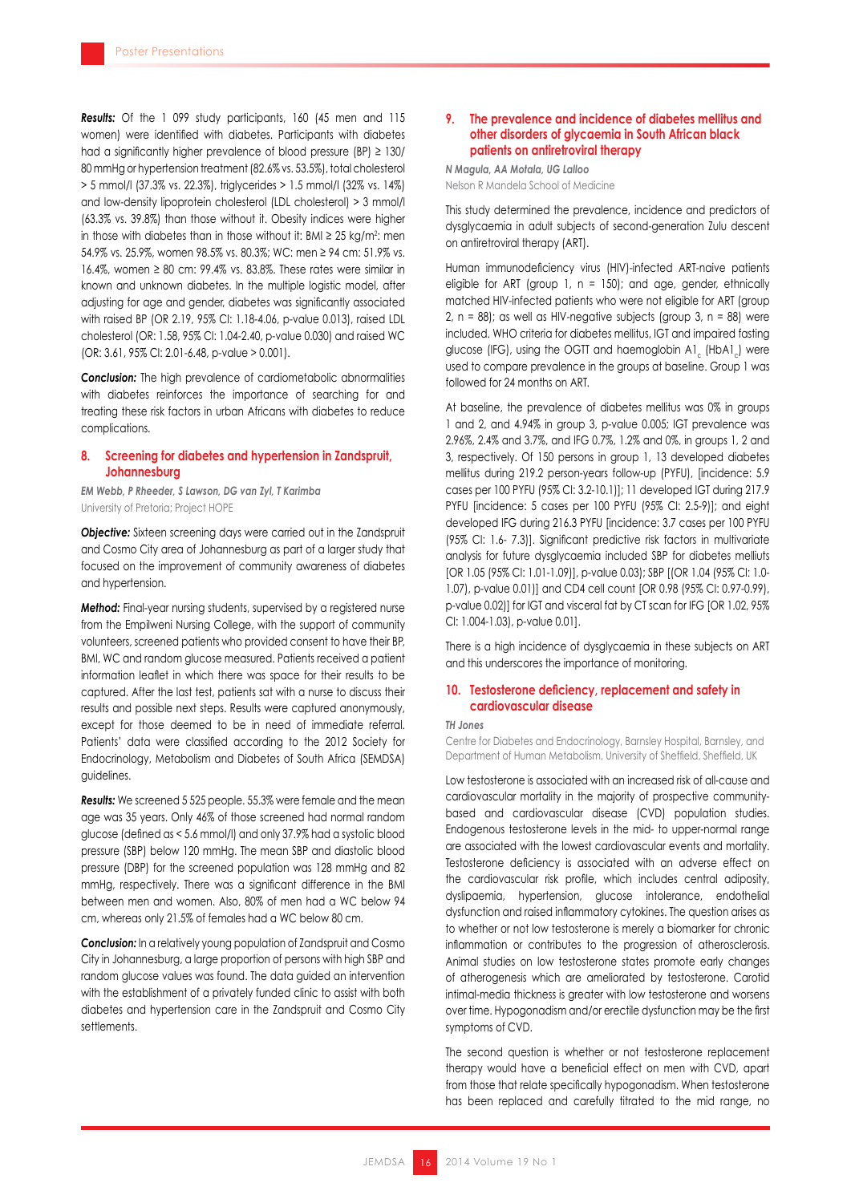***Results:*** Of the 1 099 study participants, 160 (45 men and 115 women) were identified with diabetes. Participants with diabetes had a significantly higher prevalence of blood pressure (BP) ≥ 130/80 mmHg or hypertension treatment (82.6% vs. 53.5%), total cholesterol > 5 mmol/l (37.3% vs. 22.3%), triglycerides > 1.5 mmol/l (32% vs. 14%) and low-density lipoprotein cholesterol (LDL cholesterol) > 3 mmol/l (63.3% vs. 39.8%) than those without it. Obesity indices were higher in those with diabetes than in those without it: BMI ≥ 25 kg/m$^2$: men 54.9% vs. 25.9%, women 98.5% vs. 80.3%; WC: men ≥ 94 cm: 51.9% vs. 16.4%, women ≥ 80 cm: 99.4% vs. 83.8%. These rates were similar in known and unknown diabetes. In the multiple logistic model, after adjusting for age and gender, diabetes was significantly associated with raised BP (OR 2.19, 95% CI: 1.18-4.06, p-value 0.013), raised LDL cholesterol (OR: 1.58, 95% CI: 1.04-2.40, p-value 0.030) and raised WC (OR: 3.61, 95% CI: 2.01-6.48, p-value > 0.001).

***Conclusion:*** The high prevalence of cardiometabolic abnormalities with diabetes reinforces the importance of searching for and treating these risk factors in urban Africans with diabetes to reduce complications.

## 8. Screening for diabetes and hypertension in Zandspruit, Johannesburg

***EM Webb, P Rheeder, S Lawson, DG van Zyl, T Karimba***

University of Pretoria; Project HOPE

***Objective:*** Sixteen screening days were carried out in the Zandspruit and Cosmo City area of Johannesburg as part of a larger study that focused on the improvement of community awareness of diabetes and hypertension.

***Method:*** Final-year nursing students, supervised by a registered nurse from the Empilweni Nursing College, with the support of community volunteers, screened patients who provided consent to have their BP, BMI, WC and random glucose measured. Patients received a patient information leaflet in which there was space for their results to be captured. After the last test, patients sat with a nurse to discuss their results and possible next steps. Results were captured anonymously, except for those deemed to be in need of immediate referral. Patients' data were classified according to the 2012 Society for Endocrinology, Metabolism and Diabetes of South Africa (SEMDSA) guidelines.

***Results:*** We screened 5 525 people. 55.3% were female and the mean age was 35 years. Only 46% of those screened had normal random glucose (defined as < 5.6 mmol/l) and only 37.9% had a systolic blood pressure (SBP) below 120 mmHg. The mean SBP and diastolic blood pressure (DBP) for the screened population was 128 mmHg and 82 mmHg, respectively. There was a significant difference in the BMI between men and women. Also, 80% of men had a WC below 94 cm, whereas only 21.5% of females had a WC below 80 cm.

***Conclusion:*** In a relatively young population of Zandspruit and Cosmo City in Johannesburg, a large proportion of persons with high SBP and random glucose values was found. The data guided an intervention with the establishment of a privately funded clinic to assist with both diabetes and hypertension care in the Zandspruit and Cosmo City settlements.

## 9. The prevalence and incidence of diabetes mellitus and other disorders of glycaemia in South African black patients on antiretroviral therapy

***N Magula, AA Motala, UG Lalloo***

Nelson R Mandela School of Medicine

This study determined the prevalence, incidence and predictors of dysglycaemia in adult subjects of second-generation Zulu descent on antiretroviral therapy (ART).

Human immunodeficiency virus (HIV)-infected ART-naive patients eligible for ART (group 1, n = 150); and age, gender, ethnically matched HIV-infected patients who were not eligible for ART (group 2, n = 88); as well as HIV-negative subjects (group 3, n = 88) were included. WHO criteria for diabetes mellitus, IGT and impaired fasting glucose (IFG), using the OGTT and haemoglobin $A1_c$ ($HbA1_c$) were used to compare prevalence in the groups at baseline. Group 1 was followed for 24 months on ART.

At baseline, the prevalence of diabetes mellitus was 0% in groups 1 and 2, and 4.94% in group 3, p-value 0.005; IGT prevalence was 2.96%, 2.4% and 3.7%, and IFG 0.7%, 1.2% and 0%, in groups 1, 2 and 3, respectively. Of 150 persons in group 1, 13 developed diabetes mellitus during 219.2 person-years follow-up (PYFU), [incidence: 5.9 cases per 100 PYFU (95% CI: 3.2-10.1)]; 11 developed IGT during 217.9 PYFU [incidence: 5 cases per 100 PYFU (95% CI: 2.5-9)]; and eight developed IFG during 216.3 PYFU [incidence: 3.7 cases per 100 PYFU (95% CI: 1.6- 7.3)]. Significant predictive risk factors in multivariate analysis for future dysglycaemia included SBP for diabetes melliuts [OR 1.05 (95% CI: 1.01-1.09)], p-value 0.03); SBP [(OR 1.04 (95% CI: 1.0-1.07), p-value 0.01)] and CD4 cell count [OR 0.98 (95% CI: 0.97-0.99), p-value 0.02)] for IGT and visceral fat by CT scan for IFG [OR 1.02, 95% CI: 1.004-1.03), p-value 0.01].

There is a high incidence of dysglycaemia in these subjects on ART and this underscores the importance of monitoring.

## 10. Testosterone deficiency, replacement and safety in cardiovascular disease

***TH Jones***

Centre for Diabetes and Endocrinology, Barnsley Hospital, Barnsley, and Department of Human Metabolism, University of Sheffield, Sheffield, UK

Low testosterone is associated with an increased risk of all-cause and cardiovascular mortality in the majority of prospective community-based and cardiovascular disease (CVD) population studies. Endogenous testosterone levels in the mid- to upper-normal range are associated with the lowest cardiovascular events and mortality. Testosterone deficiency is associated with an adverse effect on the cardiovascular risk profile, which includes central adiposity, dyslipaemia, hypertension, glucose intolerance, endothelial dysfunction and raised inflammatory cytokines. The question arises as to whether or not low testosterone is merely a biomarker for chronic inflammation or contributes to the progression of atherosclerosis. Animal studies on low testosterone states promote early changes of atherogenesis which are ameliorated by testosterone. Carotid intimal-media thickness is greater with low testosterone and worsens over time. Hypogonadism and/or erectile dysfunction may be the first symptoms of CVD.

The second question is whether or not testosterone replacement therapy would have a beneficial effect on men with CVD, apart from those that relate specifically hypogonadism. When testosterone has been replaced and carefully titrated to the mid range, no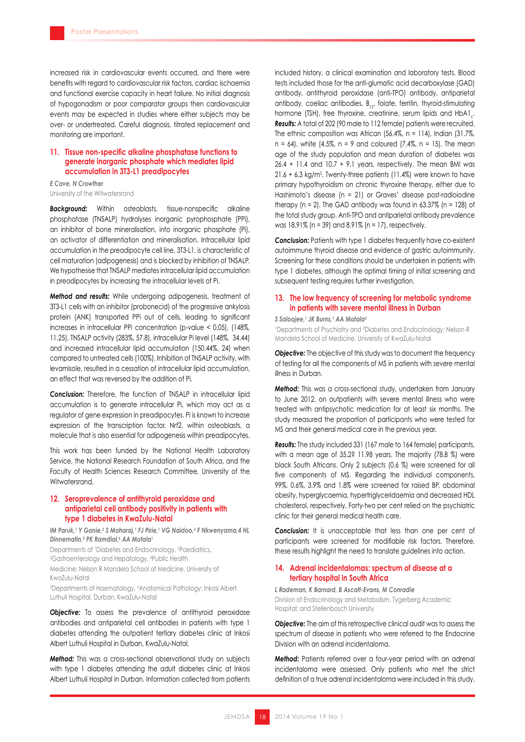increased risk in cardiovascular events occurred, and there were benefits with regard to cardiovascular risk factors, cardiac ischaemia and functional exercise capacity in heart failure. No initial diagnosis of hypogonadism or poor comparator groups then cardiovascular events may be expected in studies where either subjects may be over- or undertreated. Careful diagnosis, titrated replacement and monitoring are important.

## 11. Tissue non-specific alkaline phosphatase functions to generate inorganic phosphate which mediates lipid accumulation in 3T3-L1 preadipocytes

*E Cave, N Crowther*

University of the Witwatersrand

***Background:*** Within osteoblasts, tissue-nonspecific alkaline phosphatase (TNSALP) hydrolyses inorganic pyrophosphate (PPi), an inhibitor of bone mineralisation, into inorganic phosphate (Pi), an activator of differentiation and mineralisation. Intracellular lipid accumulation in the preadipocyte cell line, 3T3-L1, is characteristic of cell maturation (adipogenesis) and is blocked by inhibition of TNSALP. We hypothesise that TNSALP mediates intracellular lipid accumulation in preadipocytes by increasing the intracellular levels of Pi.

***Method and results:*** While undergoing adipogenesis, treatment of 3T3-L1 cells with an inhibitor (probenecid) of the progressive ankylosis protein (ANK) transported PPi out of cells, leading to significant increases in intracellular PPi concentration (p-value < 0.05), (148%, 11.25), TNSALP activity (283%, 57.8), intracellular Pi level (148%, 34.44) and increased intracellular lipid accumulation (150.44%, 24) when compared to untreated cells (100%). Inhibition of TNSALP activity, with levamisole, resulted in a cessation of intracellular lipid accumulation, an effect that was reversed by the addition of Pi.

***Conclusion:*** Therefore, the function of TNSALP in intracellular lipid accumulation is to generate intracellular Pi, which may act as a regulator of gene expression in preadipocytes. Pi is known to increase expression of the transcription factor, Nrf2, within osteoblasts, a molecule that is also essential for adipogenesis within preadipocytes.

This work has been funded by the National Health Laboratory Service, the National Research Foundation of South Africa, and the Faculty of Health Sciences Research Committee, University of the Witwatersrand.

## 12. Seroprevalence of antithyroid peroxidase and antiparietal cell antibody positivity in patients with type 1 diabetes in KwaZulu-Natal

*IM Paruk,[1] Y Ganie,[2] S Maharaj,[1] FJ Pirie,[1] VG Naidoo,[3] F Nkwenyama,[4] HL Dinnematin,[5] PK Ramdial,[6] AA Motala[1]*

Departments of [1]Diabetes and Endocrinology, [2]Paediatrics, [3]Gastroenterology and Hepatology, [4]Public Health Medicine; Nelson R Mandela School of Medicine, University of KwaZulu-Natal

[5]Departments of Haematology, [6]Anatomical Pathology; Inkosi Albert Luthuli Hospital, Durban, KwaZulu-Natal

***Objective:*** To assess the prevalence of antithyroid peroxidase antibodies and antiparietal cell antibodies in patients with type 1 diabetes attending the outpatient tertiary diabetes clinic at Inkosi Albert Luthuli Hospital in Durban, KwaZulu-Natal.

***Method:*** This was a cross-sectional observational study on subjects with type 1 diabetes attending the adult diabetes clinic at Inkosi Albert Luthuli Hospital in Durban. Information collected from patients included history, a clinical examination and laboratory tests. Blood tests included those for the anti-glumatic acid decarboxylase (GAD) antibody, antithyroid peroxidase (anti-TPO) antibody, antiparietal antibody, coeliac antibodies, $B_{12}$, folate, ferritin, thyroid-stimulating hormone (TSH), free thyroxine, creatinine, serum lipids and $HbA1_c$.

***Results:*** A total of 202 (90 male to 112 female) patients were recruited. The ethnic composition was African (56.4%, n = 114), Indian (31.7%, n = 64), white (4.5%, n = 9 and coloured (7.4%, n = 15). The mean age of the study population and mean duration of diabetes was 26.4 + 11.4 and 10.7 + 9.1 years, respectively. The mean BMI was 21.6 + 6.3 kg/m$^2$. Twenty-three patients (11.4%) were known to have primary hypothyroidism on chronic thyroxine therapy, either due to Hashimoto's disease (n = 21) or Graves' disease post-radioiodine therapy (n = 2). The GAD antibody was found in 63.37% (n = 128) of the total study group. Anti-TPO and antiparietal antibody prevalence was 18.91% (n = 39) and 8.91% (n = 17), respectively.

***Conclusion:*** Patients with type 1 diabetes frequently have co-existent autoimmune thyroid disease and evidence of gastric autoimmunity. Screening for these conditions should be undertaken in patients with type 1 diabetes, although the optimal timing of initial screening and subsequent testing requires further investigation.

## 13. The low frequency of screening for metabolic syndrome in patients with severe mental illness in Durban

*S Saloojee,[1] JK Burns,[1] AA Motala[2]*

[1]Departments of Psychiatry and [2]Diabetes and Endocrinology; Nelson R Mandela School of Medicine, University of KwaZulu-Natal

***Objective:*** The objective of this study was to document the frequency of testing for all the components of MS in patients with severe mental illness in Durban.

***Method:*** This was a cross-sectional study, undertaken from January to June 2012, on outpatients with severe mental illness who were treated with antipsychotic medication for at least six months. The study measured the proportion of participants who were tested for MS and their general medical care in the previous year.

***Results:*** The study included 331 (167 male to 164 female) participants, with a mean age of 35.2? 11.98 years. The majority (78.8 %) were black South Africans. Only 2 subjects (0.6 %) were screened for all five components of MS. Regarding the individual components, 99%, 0.6%, 3.9% and 1.8% were screened for raised BP, abdominal obesity, hyperglycaemia, hypertriglyceridaemia and decreased HDL cholesterol, respectively. Forty-two per cent relied on the psychiatric clinic for their general medical health care.

***Conclusion:*** It is unacceptable that less than one per cent of participants were screened for modifiable risk factors. Therefore, these results highlight the need to translate guidelines into action.

## 14. Adrenal incidentalomas: spectrum of disease at a tertiary hospital in South Africa

*L Rademan, K Barnard, B Ascott-Evans, M Conradie*

Division of Endocrinology and Metabolism, Tygerberg Academic Hospital; and Stellenbosch University

***Objective:*** The aim of this retrospective clinical audit was to assess the spectrum of disease in patients who were referred to the Endocrine Division with an adrenal incidentaloma.

***Method:*** Patients referred over a four-year period with an adrenal incidentaloma were assessed. Only patients who met the strict definition of a true adrenal incidentaloma were included in this study.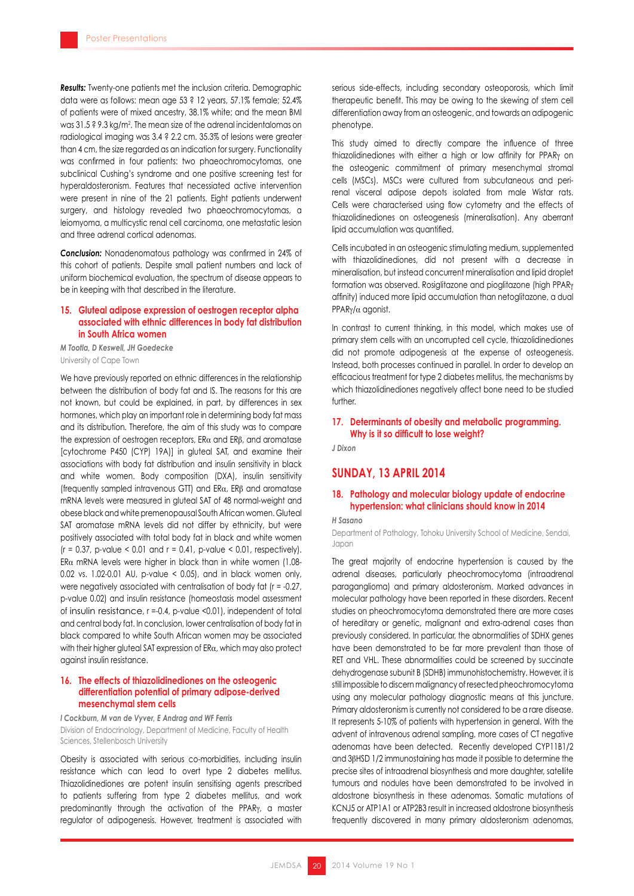***Results:*** Twenty-one patients met the inclusion criteria. Demographic data were as follows: mean age 53 ? 12 years, 57.1% female; 52.4% of patients were of mixed ancestry, 38.1% white; and the mean BMI was 31.5 ? 9.3 kg/m$^2$. The mean size of the adrenal incidentalomas on radiological imaging was 3.4 ? 2.2 cm. 35.3% of lesions were greater than 4 cm, the size regarded as an indication for surgery. Functionality was confirmed in four patients: two phaeochromocytomas, one subclinical Cushing's syndrome and one positive screening test for hyperaldosteronism. Features that necessitated active intervention were present in nine of the 21 patients. Eight patients underwent surgery, and histology revealed two phaeochromocytomas, a leiomyoma, a multicystic renal cell carcinoma, one metastatic lesion and three adrenal cortical adenomas.

***Conclusion:*** Nonadenomatous pathology was confirmed in 24% of this cohort of patients. Despite small patient numbers and lack of uniform biochemical evaluation, the spectrum of disease appears to be in keeping with that described in the literature.

## 15. Gluteal adipose expression of oestrogen receptor alpha associated with ethnic differences in body fat distribution in South Africa women

***M Tootla, D Keswell, JH Goedecke***

University of Cape Town

We have previously reported on ethnic differences in the relationship between the distribution of body fat and IS. The reasons for this are not known, but could be explained, in part, by differences in sex hormones, which play an important role in determining body fat mass and its distribution. Therefore, the aim of this study was to compare the expression of oestrogen receptors, ERα and ERβ, and aromatase [cytochrome P450 (CYP) 19A)] in gluteal SAT, and examine their associations with body fat distribution and insulin sensitivity in black and white women. Body composition (DXA), insulin sensitivity (frequently sampled intravenous GTT) and ERα, ERβ and aromatase mRNA levels were measured in gluteal SAT of 48 normal-weight and obese black and white premenopausal South African women. Gluteal SAT aromatase mRNA levels did not differ by ethnicity, but were positively associated with total body fat in black and white women ($r = 0.37$, p-value $< 0.01$ and $r = 0.41$, p-value $< 0.01$, respectively). ERα mRNA levels were higher in black than in white women (1.08-0.02 vs. 1.02-0.01 AU, p-value $< 0.05$), and in black women only, were negatively associated with centralisation of body fat ($r = -0.27$, p-value 0.02) and insulin resistance (homeostasis model assessment of insulin resistance, $r = -0.4$, p-value $< 0.01$), independent of total and central body fat. In conclusion, lower centralisation of body fat in black compared to white South African women may be associated with their higher gluteal SAT expression of ERα, which may also protect against insulin resistance.

## 16. The effects of thiazolidinediones on the osteogenic differentiation potential of primary adipose-derived mesenchymal stem cells

***I Cockburn, M van de Vyver, E Andrag and WF Ferris***

Division of Endocrinology, Department of Medicine, Faculty of Health Sciences, Stellenbosch University

Obesity is associated with serious co-morbidities, including insulin resistance which can lead to overt type 2 diabetes mellitus. Thiazolidinediones are potent insulin sensitising agents prescribed to patients suffering from type 2 diabetes mellitus, and work predominantly through the activation of the PPARγ, a master regulator of adipogenesis. However, treatment is associated with serious side-effects, including secondary osteoporosis, which limit therapeutic benefit. This may be owing to the skewing of stem cell differentiation away from an osteogenic, and towards an adipogenic phenotype.

This study aimed to directly compare the influence of three thiazolidinediones with either a high or low affinity for PPARγ on the osteogenic commitment of primary mesenchymal stromal cells (MSCs). MSCs were cultured from subcutaneous and peri-renal visceral adipose depots isolated from male Wistar rats. Cells were characterised using flow cytometry and the effects of thiazolidinediones on osteogenesis (mineralisation). Any aberrant lipid accumulation was quantified.

Cells incubated in an osteogenic stimulating medium, supplemented with thiazolidinediones, did not present with a decrease in mineralisation, but instead concurrent mineralisation and lipid droplet formation was observed. Rosiglitazone and pioglitazone (high PPARγ affinity) induced more lipid accumulation than netoglitazone, a dual PPARγ/α agonist.

In contrast to current thinking, in this model, which makes use of primary stem cells with an uncorrupted cell cycle, thiazolidinediones did not promote adipogenesis at the expense of osteogenesis. Instead, both processes continued in parallel. In order to develop an efficacious treatment for type 2 diabetes mellitus, the mechanisms by which thiazolidinediones negatively affect bone need to be studied further.

## 17. Determinants of obesity and metabolic programming. Why is it so difficult to lose weight?

***J Dixon***

# SUNDAY, 13 APRIL 2014

## 18. Pathology and molecular biology update of endocrine hypertension: what clinicians should know in 2014

***H Sasano***

Department of Pathology, Tohoku University School of Medicine, Sendai, Japan

The great majority of endocrine hypertension is caused by the adrenal diseases, particularly pheochromocytoma (intraadrenal paraganglioma) and primary aldosteronism. Marked advances in molecular pathology have been reported in these disorders. Recent studies on pheochromocytoma demonstrated there are more cases of hereditary or genetic, malignant and extra-adrenal cases than previously considered. In particular, the abnormalities of SDHX genes have been demonstrated to be far more prevalent than those of RET and VHL. These abnormalities could be screened by succinate dehydrogenase subunit B (SDHB) immunohistochemistry. However, it is still impossible to discern malignancy of resected pheochromocytoma using any molecular pathology diagnostic means at this juncture. Primary aldosteronism is currently not considered to be a rare disease. It represents 5-10% of patients with hypertension in general. With the advent of intravenous adrenal sampling, more cases of CT negative adenomas have been detected. Recently developed CYP11B1/2 and 3βHSD 1/2 immunostaining has made it possible to determine the precise sites of intraadrenal biosynthesis and more daughter, satellite tumours and nodules have been demonstrated to be involved in aldostrone biosynthesis in these adenomas. Somatic mutations of KCNJ5 or ATP1A1 or ATP2B3 result in increased aldostrone biosynthesis frequently discovered in many primary aldosteronism adenomas,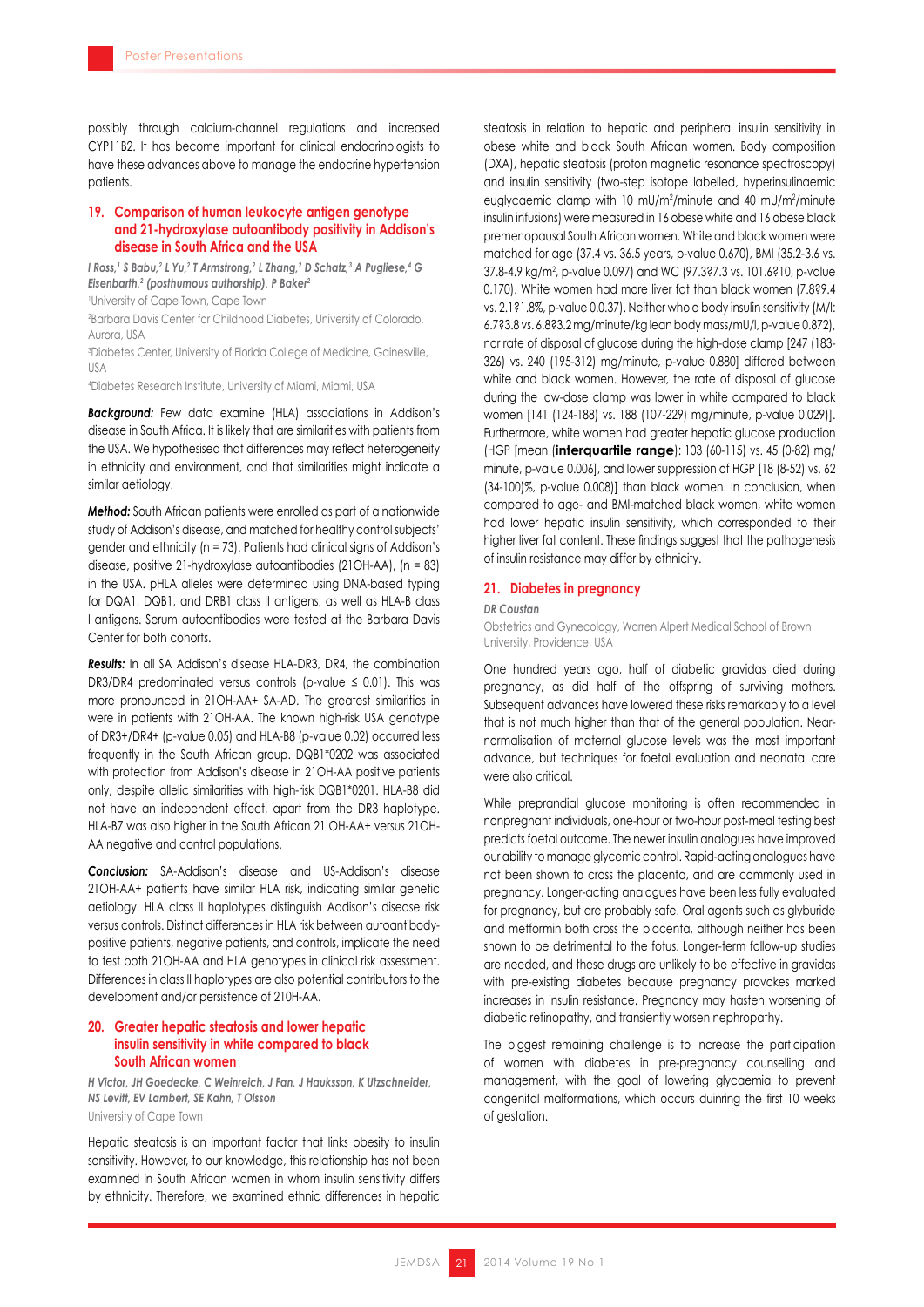possibly through calcium-channel regulations and increased CYP11B2. It has become important for clinical endocrinologists to have these advances above to manage the endocrine hypertension patients.

## 19. Comparison of human leukocyte antigen genotype and 21-hydroxylase autoantibody positivity in Addison's disease in South Africa and the USA

*I Ross,[1] S Babu,[2] L Yu,[2] T Armstrong,[2] L Zhang,[2] D Schatz,[3] A Pugliese,[4] G Eisenbarth,[2] (posthumous authorship), P Baker[2]*

[1]University of Cape Town, Cape Town

[2]Barbara Davis Center for Childhood Diabetes, University of Colorado, Aurora, USA

[3]Diabetes Center, University of Florida College of Medicine, Gainesville, USA

[4]Diabetes Research Institute, University of Miami, Miami, USA

***Background:*** Few data examine (HLA) associations in Addison's disease in South Africa. It is likely that are similarities with patients from the USA. We hypothesised that differences may reflect heterogeneity in ethnicity and environment, and that similarities might indicate a similar aetiology.

***Method:*** South African patients were enrolled as part of a nationwide study of Addison's disease, and matched for healthy control subjects' gender and ethnicity (n = 73). Patients had clinical signs of Addison's disease, positive 21-hydroxylase autoantibodies (21OH-AA), (n = 83) in the USA. pHLA alleles were determined using DNA-based typing for DQA1, DQB1, and DRB1 class II antigens, as well as HLA-B class I antigens. Serum autoantibodies were tested at the Barbara Davis Center for both cohorts.

***Results:*** In all SA Addison's disease HLA-DR3, DR4, the combination DR3/DR4 predominated versus controls (p-value ≤ 0.01). This was more pronounced in 21OH-AA+ SA-AD. The greatest similarities in were in patients with 21OH-AA. The known high-risk USA genotype of DR3+/DR4+ (p-value 0.05) and HLA-B8 (p-value 0.02) occurred less frequently in the South African group. DQB1*0202 was associated with protection from Addison's disease in 21OH-AA positive patients only, despite allelic similarities with high-risk DQB1*0201. HLA-B8 did not have an independent effect, apart from the DR3 haplotype. HLA-B7 was also higher in the South African 21 OH-AA+ versus 21OH-AA negative and control populations.

***Conclusion:*** SA-Addison's disease and US-Addison's disease 21OH-AA+ patients have similar HLA risk, indicating similar genetic aetiology. HLA class II haplotypes distinguish Addison's disease risk versus controls. Distinct differences in HLA risk between autoantibody-positive patients, negative patients, and controls, implicate the need to test both 21OH-AA and HLA genotypes in clinical risk assessment. Differences in class II haplotypes are also potential contributors to the development and/or persistence of 21OH-AA.

## 20. Greater hepatic steatosis and lower hepatic insulin sensitivity in white compared to black South African women

*H Victor, JH Goedecke, C Weinreich, J Fan, J Hauksson, K Utzschneider, NS Levitt, EV Lambert, SE Kahn, T Olsson*

University of Cape Town

Hepatic steatosis is an important factor that links obesity to insulin sensitivity. However, to our knowledge, this relationship has not been examined in South African women in whom insulin sensitivity differs by ethnicity. Therefore, we examined ethnic differences in hepatic steatosis in relation to hepatic and peripheral insulin sensitivity in obese white and black South African women. Body composition (DXA), hepatic steatosis (proton magnetic resonance spectroscopy) and insulin sensitivity (two-step isotope labelled, hyperinsulinaemic euglycaemic clamp with 10 mU/m$^2$/minute and 40 mU/m$^2$/minute insulin infusions) were measured in 16 obese white and 16 obese black premenopausal South African women. White and black women were matched for age (37.4 vs. 36.5 years, p-value 0.670), BMI (35.2-3.6 vs. 37.8-4.9 kg/m$^2$, p-value 0.097) and WC (97.3?7.3 vs. 101.6?10, p-value 0.170). White women had more liver fat than black women (7.8?9.4 vs. 2.1?1.8%, p-value 0.0.37). Neither whole body insulin sensitivity (M/I: 6.7?3.8 vs. 6.8?3.2 mg/minute/kg lean body mass/mU/l, p-value 0.872), nor rate of disposal of glucose during the high-dose clamp [247 (183-326) vs. 240 (195-312) mg/minute, p-value 0.880] differed between white and black women. However, the rate of disposal of glucose during the low-dose clamp was lower in white compared to black women [141 (124-188) vs. 188 (107-229) mg/minute, p-value 0.029)]. Furthermore, white women had greater hepatic glucose production (HGP [mean (**interquartile range**): 103 (60-115) vs. 45 (0-82) mg/minute, p-value 0.006], and lower suppression of HGP [18 (8-52) vs. 62 (34-100)%, p-value 0.008)] than black women. In conclusion, when compared to age- and BMI-matched black women, white women had lower hepatic insulin sensitivity, which corresponded to their higher liver fat content. These findings suggest that the pathogenesis of insulin resistance may differ by ethnicity.

## 21. Diabetes in pregnancy

*DR Coustan*

Obstetrics and Gynecology, Warren Alpert Medical School of Brown University, Providence, USA

One hundred years ago, half of diabetic gravidas died during pregnancy, as did half of the offspring of surviving mothers. Subsequent advances have lowered these risks remarkably to a level that is not much higher than that of the general population. Near-normalisation of maternal glucose levels was the most important advance, but techniques for foetal evaluation and neonatal care were also critical.

While preprandial glucose monitoring is often recommended in nonpregnant individuals, one-hour or two-hour post-meal testing best predicts foetal outcome. The newer insulin analogues have improved our ability to manage glycemic control. Rapid-acting analogues have not been shown to cross the placenta, and are commonly used in pregnancy. Longer-acting analogues have been less fully evaluated for pregnancy, but are probably safe. Oral agents such as glyburide and metformin both cross the placenta, although neither has been shown to be detrimental to the fotus. Longer-term follow-up studies are needed, and these drugs are unlikely to be effective in gravidas with pre-existing diabetes because pregnancy provokes marked increases in insulin resistance. Pregnancy may hasten worsening of diabetic retinopathy, and transiently worsen nephropathy.

The biggest remaining challenge is to increase the participation of women with diabetes in pre-pregnancy counselling and management, with the goal of lowering glycaemia to prevent congenital malformations, which occurs duinring the first 10 weeks of gestation.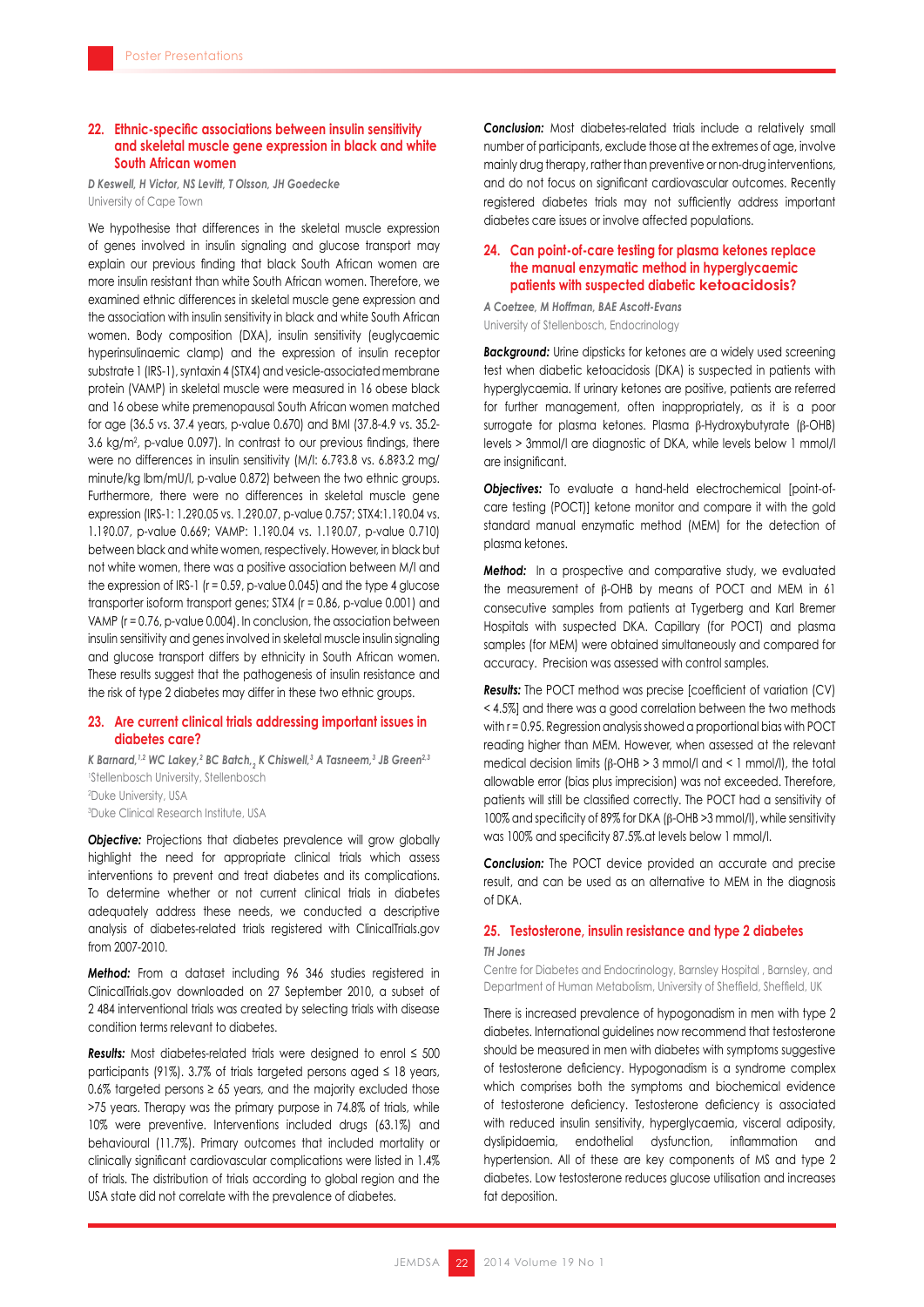## 22. Ethnic-specific associations between insulin sensitivity and skeletal muscle gene expression in black and white South African women

*D Keswell, H Victor, NS Levitt, T Olsson, JH Goedecke*

University of Cape Town

We hypothesise that differences in the skeletal muscle expression of genes involved in insulin signaling and glucose transport may explain our previous finding that black South African women are more insulin resistant than white South African women. Therefore, we examined ethnic differences in skeletal muscle gene expression and the association with insulin sensitivity in black and white South African women. Body composition (DXA), insulin sensitivity (euglycaemic hyperinsulinaemic clamp) and the expression of insulin receptor substrate 1 (IRS-1), syntaxin 4 (STX4) and vesicle-associated membrane protein (VAMP) in skeletal muscle were measured in 16 obese black and 16 obese white premenopausal South African women matched for age (36.5 vs. 37.4 years, p-value 0.670) and BMI (37.8-4.9 vs. 35.2-3.6 kg/m$^2$, p-value 0.097). In contrast to our previous findings, there were no differences in insulin sensitivity (M/I: 6.7?3.8 vs. 6.8?3.2 mg/minute/kg lbm/mU/l, p-value 0.872) between the two ethnic groups. Furthermore, there were no differences in skeletal muscle gene expression (IRS-1: 1.2?0.05 vs. 1.2?0.07, p-value 0.757; STX4:1.1?0.04 vs. 1.1?0.07, p-value 0.669; VAMP: 1.1?0.04 vs. 1.1?0.07, p-value 0.710) between black and white women, respectively. However, in black but not white women, there was a positive association between M/I and the expression of IRS-1 (r = 0.59, p-value 0.045) and the type 4 glucose transporter isoform transport genes; STX4 (r = 0.86, p-value 0.001) and VAMP (r = 0.76, p-value 0.004). In conclusion, the association between insulin sensitivity and genes involved in skeletal muscle insulin signaling and glucose transport differs by ethnicity in South African women. These results suggest that the pathogenesis of insulin resistance and the risk of type 2 diabetes may differ in these two ethnic groups.

## 23. Are current clinical trials addressing important issues in diabetes care?

*K Barnard,[1,2] WC Lakey,[2] BC Batch,[2] K Chiswell,[3] A Tasneem,[3] JB Green[2,3]*

[1]Stellenbosch University, Stellenbosch

[2]Duke University, USA

[3]Duke Clinical Research Institute, USA

***Objective:*** Projections that diabetes prevalence will grow globally highlight the need for appropriate clinical trials which assess interventions to prevent and treat diabetes and its complications. To determine whether or not current clinical trials in diabetes adequately address these needs, we conducted a descriptive analysis of diabetes-related trials registered with ClinicalTrials.gov from 2007-2010.

***Method:*** From a dataset including 96 346 studies registered in ClinicalTrials.gov downloaded on 27 September 2010, a subset of 2 484 interventional trials was created by selecting trials with disease condition terms relevant to diabetes.

***Results:*** Most diabetes-related trials were designed to enrol ≤ 500 participants (91%). 3.7% of trials targeted persons aged ≤ 18 years, 0.6% targeted persons ≥ 65 years, and the majority excluded those >75 years. Therapy was the primary purpose in 74.8% of trials, while 10% were preventive. Interventions included drugs (63.1%) and behavioural (11.7%). Primary outcomes that included mortality or clinically significant cardiovascular complications were listed in 1.4% of trials. The distribution of trials according to global region and the USA state did not correlate with the prevalence of diabetes.

***Conclusion:*** Most diabetes-related trials include a relatively small number of participants, exclude those at the extremes of age, involve mainly drug therapy, rather than preventive or non-drug interventions, and do not focus on significant cardiovascular outcomes. Recently registered diabetes trials may not sufficiently address important diabetes care issues or involve affected populations.

## 24. Can point-of-care testing for plasma ketones replace the manual enzymatic method in hyperglycaemic patients with suspected diabetic ketoacidosis?

*A Coetzee, M Hoffman, BAE Ascott-Evans*

University of Stellenbosch, Endocrinology

***Background:*** Urine dipsticks for ketones are a widely used screening test when diabetic ketoacidosis (DKA) is suspected in patients with hyperglycaemia. If urinary ketones are positive, patients are referred for further management, often inappropriately, as it is a poor surrogate for plasma ketones. Plasma β-Hydroxybutyrate (β-OHB) levels > 3mmol/l are diagnostic of DKA, while levels below 1 mmol/l are insignificant.

***Objectives:*** To evaluate a hand-held electrochemical [point-of-care testing (POCT)] ketone monitor and compare it with the gold standard manual enzymatic method (MEM) for the detection of plasma ketones.

***Method:*** In a prospective and comparative study, we evaluated the measurement of β-OHB by means of POCT and MEM in 61 consecutive samples from patients at Tygerberg and Karl Bremer Hospitals with suspected DKA. Capillary (for POCT) and plasma samples (for MEM) were obtained simultaneously and compared for accuracy. Precision was assessed with control samples.

***Results:*** The POCT method was precise [coefficient of variation (CV) < 4.5%] and there was a good correlation between the two methods with r = 0.95. Regression analysis showed a proportional bias with POCT reading higher than MEM. However, when assessed at the relevant medical decision limits (β-OHB > 3 mmol/l and < 1 mmol/l), the total allowable error (bias plus imprecision) was not exceeded. Therefore, patients will still be classified correctly. The POCT had a sensitivity of 100% and specificity of 89% for DKA (β-OHB >3 mmol/l), while sensitivity was 100% and specificity 87.5%.at levels below 1 mmol/l.

***Conclusion:*** The POCT device provided an accurate and precise result, and can be used as an alternative to MEM in the diagnosis of DKA.

## 25. Testosterone, insulin resistance and type 2 diabetes

*TH Jones*

Centre for Diabetes and Endocrinology, Barnsley Hospital , Barnsley, and Department of Human Metabolism, University of Sheffield, Sheffield, UK

There is increased prevalence of hypogonadism in men with type 2 diabetes. International guidelines now recommend that testosterone should be measured in men with diabetes with symptoms suggestive of testosterone deficiency. Hypogonadism is a syndrome complex which comprises both the symptoms and biochemical evidence of testosterone deficiency. Testosterone deficiency is associated with reduced insulin sensitivity, hyperglycaemia, visceral adiposity, dyslipidaemia, endothelial dysfunction, inflammation and hypertension. All of these are key components of MS and type 2 diabetes. Low testosterone reduces glucose utilisation and increases fat deposition.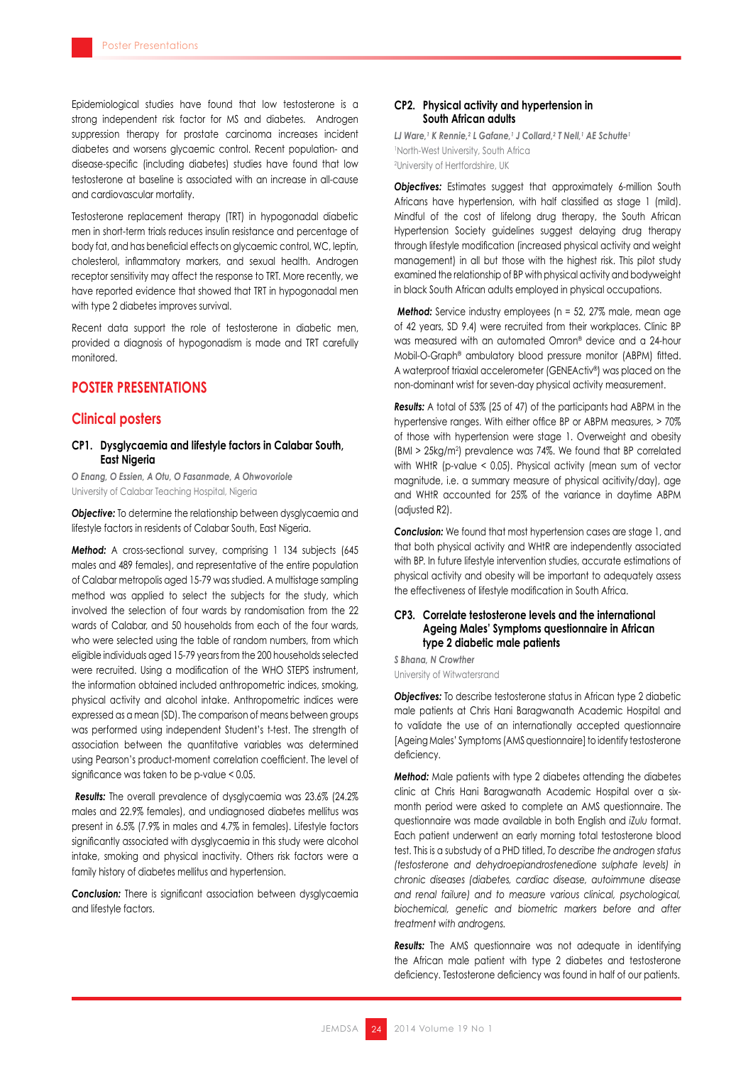Epidemiological studies have found that low testosterone is a strong independent risk factor for MS and diabetes. Androgen suppression therapy for prostate carcinoma increases incident diabetes and worsens glycaemic control. Recent population- and disease-specific (including diabetes) studies have found that low testosterone at baseline is associated with an increase in all-cause and cardiovascular mortality.

Testosterone replacement therapy (TRT) in hypogonadal diabetic men in short-term trials reduces insulin resistance and percentage of body fat, and has beneficial effects on glycaemic control, WC, leptin, cholesterol, inflammatory markers, and sexual health. Androgen receptor sensitivity may affect the response to TRT. More recently, we have reported evidence that showed that TRT in hypogonadal men with type 2 diabetes improves survival.

Recent data support the role of testosterone in diabetic men, provided a diagnosis of hypogonadism is made and TRT carefully monitored.

# POSTER PRESENTATIONS

## Clinical posters

### CP1. Dysglycaemia and lifestyle factors in Calabar South, East Nigeria

*O Enang, O Essien, A Otu, O Fasanmade, A Ohwovoriole*

University of Calabar Teaching Hospital, Nigeria

***Objective:*** To determine the relationship between dysglycaemia and lifestyle factors in residents of Calabar South, East Nigeria.

***Method:*** A cross-sectional survey, comprising 1 134 subjects (645 males and 489 females), and representative of the entire population of Calabar metropolis aged 15-79 was studied. A multistage sampling method was applied to select the subjects for the study, which involved the selection of four wards by randomisation from the 22 wards of Calabar, and 50 households from each of the four wards, who were selected using the table of random numbers, from which eligible individuals aged 15-79 years from the 200 households selected were recruited. Using a modification of the WHO STEPS instrument, the information obtained included anthropometric indices, smoking, physical activity and alcohol intake. Anthropometric indices were expressed as a mean (SD). The comparison of means between groups was performed using independent Student's t-test. The strength of association between the quantitative variables was determined using Pearson's product-moment correlation coefficient. The level of significance was taken to be p-value < 0.05.

***Results:*** The overall prevalence of dysglycaemia was 23.6% (24.2% males and 22.9% females), and undiagnosed diabetes mellitus was present in 6.5% (7.9% in males and 4.7% in females). Lifestyle factors significantly associated with dysglycaemia in this study were alcohol intake, smoking and physical inactivity. Others risk factors were a family history of diabetes mellitus and hypertension.

***Conclusion:*** There is significant association between dysglycaemia and lifestyle factors.

### CP2. Physical activity and hypertension in South African adults

*LJ Ware,[1] K Rennie,[2] L Gafane,[1] J Collard,[2] T Nell,[1] AE Schutte[1]*

[1]North-West University, South Africa

[2]University of Hertfordshire, UK

***Objectives:*** Estimates suggest that approximately 6-million South Africans have hypertension, with half classified as stage 1 (mild). Mindful of the cost of lifelong drug therapy, the South African Hypertension Society guidelines suggest delaying drug therapy through lifestyle modification (increased physical activity and weight management) in all but those with the highest risk. This pilot study examined the relationship of BP with physical activity and bodyweight in black South African adults employed in physical occupations.

***Method:*** Service industry employees (n = 52, 27% male, mean age of 42 years, SD 9.4) were recruited from their workplaces. Clinic BP was measured with an automated Omron® device and a 24-hour Mobil-O-Graph® ambulatory blood pressure monitor (ABPM) fitted. A waterproof triaxial accelerometer (GENEActiv®) was placed on the non-dominant wrist for seven-day physical activity measurement.

***Results:*** A total of 53% (25 of 47) of the participants had ABPM in the hypertensive ranges. With either office BP or ABPM measures, > 70% of those with hypertension were stage 1. Overweight and obesity (BMI > 25kg/m$^2$) prevalence was 74%. We found that BP correlated with WHtR (p-value < 0.05). Physical activity (mean sum of vector magnitude, i.e. a summary measure of physical acitivity/day), age and WHtR accounted for 25% of the variance in daytime ABPM (adjusted R2).

***Conclusion:*** We found that most hypertension cases are stage 1, and that both physical activity and WHtR are independently associated with BP. In future lifestyle intervention studies, accurate estimations of physical activity and obesity will be important to adequately assess the effectiveness of lifestyle modification in South Africa.

### CP3. Correlate testosterone levels and the international Ageing Males' Symptoms questionnaire in African type 2 diabetic male patients

*S Bhana, N Crowther*

University of Witwatersrand

***Objectives:*** To describe testosterone status in African type 2 diabetic male patients at Chris Hani Baragwanath Academic Hospital and to validate the use of an internationally accepted questionnaire [Ageing Males' Symptoms (AMS questionnaire] to identify testosterone deficiency.

***Method:*** Male patients with type 2 diabetes attending the diabetes clinic at Chris Hani Baragwanath Academic Hospital over a six-month period were asked to complete an AMS questionnaire. The questionnaire was made available in both English and *iZulu* format. Each patient underwent an early morning total testosterone blood test. This is a substudy of a PHD titled, *To describe the androgen status (testosterone and dehydroepiandrostenedione sulphate levels) in chronic diseases (diabetes, cardiac disease, autoimmune disease and renal failure) and to measure various clinical, psychological, biochemical, genetic and biometric markers before and after treatment with androgens.*

***Results:*** The AMS questionnaire was not adequate in identifying the African male patient with type 2 diabetes and testosterone deficiency. Testosterone deficiency was found in half of our patients.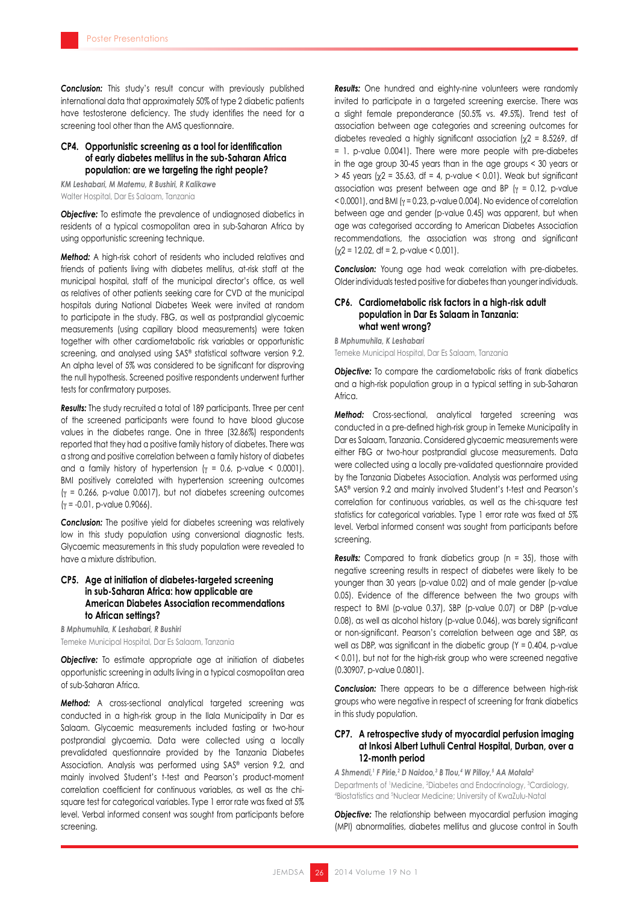***Conclusion:*** This study's result concur with previously published international data that approximately 50% of type 2 diabetic patients have testosterone deficiency. The study identifies the need for a screening tool other than the AMS questionnaire.

### CP4. Opportunistic screening as a tool for identification of early diabetes mellitus in the sub-Saharan Africa population: are we targeting the right people?

***KM Leshabari, M Matemu, R Bushiri, R Kalikawe***
Walter Hospital, Dar Es Salaam, Tanzania

***Objective:*** To estimate the prevalence of undiagnosed diabetics in residents of a typical cosmopolitan area in sub-Saharan Africa by using opportunistic screening technique.

***Method:*** A high-risk cohort of residents who included relatives and friends of patients living with diabetes mellitus, at-risk staff at the municipal hospital, staff of the municipal director's office, as well as relatives of other patients seeking care for CVD at the municipal hospitals during National Diabetes Week were invited at random to participate in the study. FBG, as well as postprandial glycaemic measurements (using capillary blood measurements) were taken together with other cardiometabolic risk variables or opportunistic screening, and analysed using SAS® statistical software version 9.2. An alpha level of 5% was considered to be significant for disproving the null hypothesis. Screened positive respondents underwent further tests for confirmatory purposes.

***Results:*** The study recruited a total of 189 participants. Three per cent of the screened participants were found to have blood glucose values in the diabetes range. One in three (32.86%) respondents reported that they had a positive family history of diabetes. There was a strong and positive correlation between a family history of diabetes and a family history of hypertension ($\gamma = 0.6$, p-value $< 0.0001$). BMI positively correlated with hypertension screening outcomes ($\gamma = 0.266$, p-value 0.0017), but not diabetes screening outcomes ($\gamma = -0.01$, p-value 0.9066).

***Conclusion:*** The positive yield for diabetes screening was relatively low in this study population using conversional diagnostic tests. Glycaemic measurements in this study population were revealed to have a mixture distribution.

### CP5. Age at initiation of diabetes-targeted screening in sub-Saharan Africa: how applicable are American Diabetes Association recommendations to African settings?

***B Mphumuhila, K Leshabari, R Bushiri***
Temeke Municipal Hospital, Dar Es Salaam, Tanzania

***Objective:*** To estimate appropriate age at initiation of diabetes opportunistic screening in adults living in a typical cosmopolitan area of sub-Saharan Africa.

***Method:*** A cross-sectional analytical targeted screening was conducted in a high-risk group in the Ilala Municipality in Dar es Salaam. Glycaemic measurements included fasting or two-hour postprandial glycaemia. Data were collected using a locally prevalidated questionnaire provided by the Tanzania Diabetes Association. Analysis was performed using SAS® version 9.2, and mainly involved Student's t-test and Pearson's product-moment correlation coefficient for continuous variables, as well as the chi-square test for categorical variables. Type 1 error rate was fixed at 5% level. Verbal informed consent was sought from participants before screening.

***Results:*** One hundred and eighty-nine volunteers were randomly invited to participate in a targeted screening exercise. There was a slight female preponderance (50.5% vs. 49.5%). Trend test of association between age categories and screening outcomes for diabetes revealed a highly significant association ($\chi 2 = 8.5269$, df = 1. p-value 0.0041). There were more people with pre-diabetes in the age group 30-45 years than in the age groups < 30 years or > 45 years ($\chi 2 = 35.63$, df = 4, p-value < 0.01). Weak but significant association was present between age and BP ($\gamma = 0.12$, p-value < 0.0001), and BMI ($\gamma = 0.23$, p-value 0.004). No evidence of correlation between age and gender (p-value 0.45) was apparent, but when age was categorised according to American Diabetes Association recommendations, the association was strong and significant ($\chi 2 = 12.02$, df = 2, p-value < 0.001).

***Conclusion:*** Young age had weak correlation with pre-diabetes. Older individuals tested positive for diabetes than younger individuals.

### CP6. Cardiometabolic risk factors in a high-risk adult population in Dar Es Salaam in Tanzania: what went wrong?

***B Mphumuhila, K Leshabari***
Temeke Municipal Hospital, Dar Es Salaam, Tanzania

***Objective:*** To compare the cardiometabolic risks of frank diabetics and a high-risk population group in a typical setting in sub-Saharan Africa.

***Method:*** Cross-sectional, analytical targeted screening was conducted in a pre-defined high-risk group in Temeke Municipality in Dar es Salaam, Tanzania. Considered glycaemic measurements were either FBG or two-hour postprandial glucose measurements. Data were collected using a locally pre-validated questionnaire provided by the Tanzania Diabetes Association. Analysis was performed using SAS® version 9.2 and mainly involved Student's t-test and Pearson's correlation for continuous variables, as well as the chi-square test statistics for categorical variables. Type 1 error rate was fixed at 5% level. Verbal informed consent was sought from participants before screening.

***Results:*** Compared to frank diabetics group (n = 35), those with negative screening results in respect of diabetes were likely to be younger than 30 years (p-value 0.02) and of male gender (p-value 0.05). Evidence of the difference between the two groups with respect to BMI (p-value 0.37), SBP (p-value 0.07) or DBP (p-value 0.08), as well as alcohol history (p-value 0.046), was barely significant or non-significant. Pearson's correlation between age and SBP, as well as DBP, was significant in the diabetic group ($\Upsilon = 0.404$, p-value < 0.01), but not for the high-risk group who were screened negative (0.30907, p-value 0.0801).

***Conclusion:*** There appears to be a difference between high-risk groups who were negative in respect of screening for frank diabetics in this study population.

### CP7. A retrospective study of myocardial perfusion imaging at Inkosi Albert Luthuli Central Hospital, Durban, over a 12-month period

***A Shmendi,[1] F Pirie,[2] D Naidoo,[3] B Tlou,[4] W Pilloy,[5] AA Motala[2]***
Departments of [1]Medicine, [2]Diabetes and Endocrinology, [3]Cardiology, [4]Biostatistics and [5]Nuclear Medicine; University of KwaZulu-Natal

***Objective:*** The relationship between myocardial perfusion imaging (MPI) abnormalities, diabetes mellitus and glucose control in South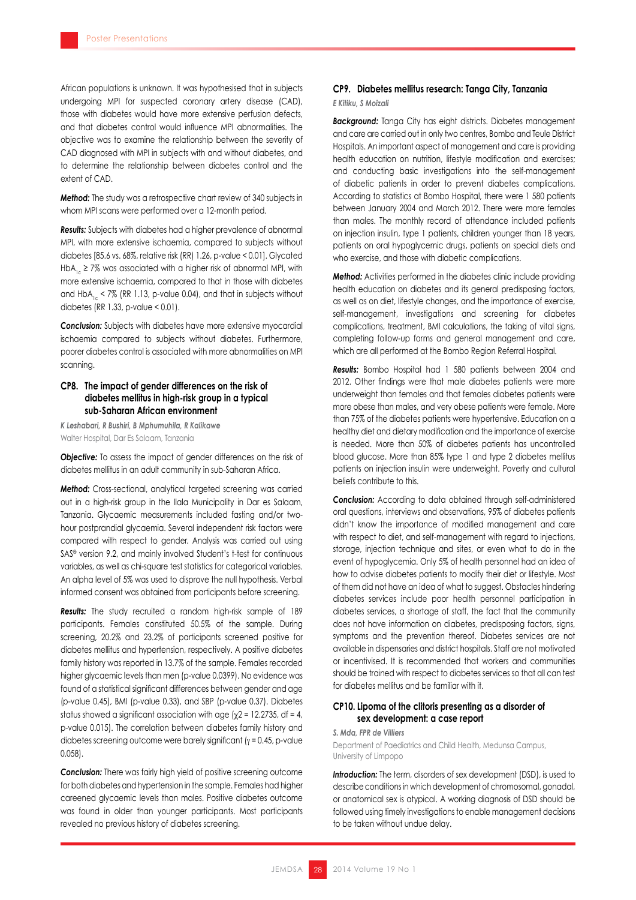African populations is unknown. It was hypothesised that in subjects undergoing MPI for suspected coronary artery disease (CAD), those with diabetes would have more extensive perfusion defects, and that diabetes control would influence MPI abnormalities. The objective was to examine the relationship between the severity of CAD diagnosed with MPI in subjects with and without diabetes, and to determine the relationship between diabetes control and the extent of CAD.

***Method:*** The study was a retrospective chart review of 340 subjects in whom MPI scans were performed over a 12-month period.

***Results:*** Subjects with diabetes had a higher prevalence of abnormal MPI, with more extensive ischaemia, compared to subjects without diabetes [85.6 vs. 68%, relative risk (RR) 1.26, p-value < 0.01]. Glycated $HbA_{1c} \geq 7\%$ was associated with a higher risk of abnormal MPI, with more extensive ischaemia, compared to that in those with diabetes and $HbA_{1c} < 7\%$ (RR 1.13, p-value 0.04), and that in subjects without diabetes (RR 1.33, p-value < 0.01).

***Conclusion:*** Subjects with diabetes have more extensive myocardial ischaemia compared to subjects without diabetes. Furthermore, poorer diabetes control is associated with more abnormalities on MPI scanning.

## CP8. The impact of gender differences on the risk of diabetes mellitus in high-risk group in a typical sub-Saharan African environment

*K Leshabari, R Bushiri, B Mphumuhila, R Kalikawe*

Walter Hospital, Dar Es Salaam, Tanzania

***Objective:*** To assess the impact of gender differences on the risk of diabetes mellitus in an adult community in sub-Saharan Africa.

***Method:*** Cross-sectional, analytical targeted screening was carried out in a high-risk group in the Ilala Municipality in Dar es Salaam, Tanzania. Glycaemic measurements included fasting and/or two-hour postprandial glycaemia. Several independent risk factors were compared with respect to gender. Analysis was carried out using SAS® version 9.2, and mainly involved Student's t-test for continuous variables, as well as chi-square test statistics for categorical variables. An alpha level of 5% was used to disprove the null hypothesis. Verbal informed consent was obtained from participants before screening.

***Results:*** The study recruited a random high-risk sample of 189 participants. Females constituted 50.5% of the sample. During screening, 20.2% and 23.2% of participants screened positive for diabetes mellitus and hypertension, respectively. A positive diabetes family history was reported in 13.7% of the sample. Females recorded higher glycaemic levels than men (p-value 0.0399). No evidence was found of a statistical significant differences between gender and age (p-value 0.45), BMI (p-value 0.33), and SBP (p-value 0.37). Diabetes status showed a significant association with age ($\chi2 = 12.2735$, df = 4, p-value 0.015). The correlation between diabetes family history and diabetes screening outcome were barely significant ($\gamma = 0.45$, p-value 0.058).

***Conclusion:*** There was fairly high yield of positive screening outcome for both diabetes and hypertension in the sample. Females had higher careened glycaemic levels than males. Positive diabetes outcome was found in older than younger participants. Most participants revealed no previous history of diabetes screening.

## CP9. Diabetes mellitus research: Tanga City, Tanzania

*E Kitiku, S Moizali*

***Background:*** Tanga City has eight districts. Diabetes management and care are carried out in only two centres, Bombo and Teule District Hospitals. An important aspect of management and care is providing health education on nutrition, lifestyle modification and exercises; and conducting basic investigations into the self-management of diabetic patients in order to prevent diabetes complications. According to statistics at Bombo Hospital, there were 1 580 patients between January 2004 and March 2012. There were more females than males. The monthly record of attendance included patients on injection insulin, type 1 patients, children younger than 18 years, patients on oral hypoglycemic drugs, patients on special diets and who exercise, and those with diabetic complications.

***Method:*** Activities performed in the diabetes clinic include providing health education on diabetes and its general predisposing factors, as well as on diet, lifestyle changes, and the importance of exercise, self-management, investigations and screening for diabetes complications, treatment, BMI calculations, the taking of vital signs, completing follow-up forms and general management and care, which are all performed at the Bombo Region Referral Hospital.

***Results:*** Bombo Hospital had 1 580 patients between 2004 and 2012. Other findings were that male diabetes patients were more underweight than females and that females diabetes patients were more obese than males, and very obese patients were female. More than 75% of the diabetes patients were hypertensive. Education on a healthy diet and dietary modification and the importance of exercise is needed. More than 50% of diabetes patients has uncontrolled blood glucose. More than 85% type 1 and type 2 diabetes mellitus patients on injection insulin were underweight. Poverty and cultural beliefs contribute to this.

***Conclusion:*** According to data obtained through self-administered oral questions, interviews and observations, 95% of diabetes patients didn't know the importance of modified management and care with respect to diet, and self-management with regard to injections, storage, injection technique and sites, or even what to do in the event of hypoglycemia. Only 5% of health personnel had an idea of how to advise diabetes patients to modify their diet or lifestyle. Most of them did not have an idea of what to suggest. Obstacles hindering diabetes services include poor health personnel participation in diabetes services, a shortage of staff, the fact that the community does not have information on diabetes, predisposing factors, signs, symptoms and the prevention thereof. Diabetes services are not available in dispensaries and district hospitals. Staff are not motivated or incentivised. It is recommended that workers and communities should be trained with respect to diabetes services so that all can test for diabetes mellitus and be familiar with it.

## CP10. Lipoma of the clitoris presenting as a disorder of sex development: a case report

*S. Mda, FPR de Villiers*

Department of Paediatrics and Child Health, Medunsa Campus, University of Limpopo

***Introduction:*** The term, disorders of sex development (DSD), is used to describe conditions in which development of chromosomal, gonadal, or anatomical sex is atypical. A working diagnosis of DSD should be followed using timely investigations to enable management decisions to be taken without undue delay.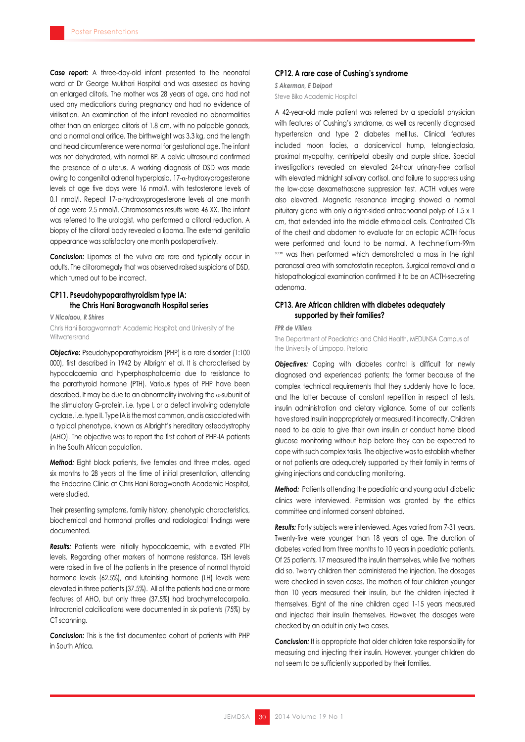***Case report:*** A three-day-old infant presented to the neonatal ward at Dr George Mukhari Hospital and was assessed as having an enlarged clitoris. The mother was 28 years of age, and had not used any medications during pregnancy and had no evidence of virilisation. An examination of the infant revealed no abnormalities other than an enlarged clitoris of 1.8 cm, with no palpable gonads, and a normal anal orifice. The birthweight was 3.3 kg, and the length and head circumference were normal for gestational age. The infant was not dehydrated, with normal BP. A pelvic ultrasound confirmed the presence of a uterus. A working diagnosis of DSD was made owing to congenital adrenal hyperplasia. 17-$\alpha$-hydroxyprogesterone levels at age five days were 16 nmol/l, with testosterone levels of 0.1 nmol/l. Repeat 17-$\alpha$-hydroxyprogesterone levels at one month of age were 2.5 nmol/l. Chromosomes results were 46 XX. The infant was referred to the urologist, who performed a clitoral reduction. A biopsy of the clitoral body revealed a lipoma. The external genitalia appearance was satisfactory one month postoperatively.

***Conclusion:*** Lipomas of the vulva are rare and typically occur in adults. The clitoromegaly that was observed raised suspicions of DSD, which turned out to be incorrect.

## CP11. Pseudohypoparathyroidism type IA: the Chris Hani Baragwanath Hospital series

***V Nicolaou, R Shires***

Chris Hani Baragwamnath Academic Hospital; and University of the Witwatersrand

***Objective:*** Pseudohypoparathyroidism (PHP) is a rare disorder (1:100 000), first described in 1942 by Albright et al. It is characterised by hypocalcaemia and hyperphosphataemia due to resistance to the parathyroid hormone (PTH). Various types of PHP have been described. It may be due to an abnormality involving the $\alpha$-subunit of the stimulatory G-protein, i.e. type I, or a defect involving adenylate cyclase, i.e. type II. Type IA is the most common, and is associated with a typical phenotype, known as Albright's hereditary osteodystrophy (AHO). The objective was to report the first cohort of PHP-IA patients in the South African population.

***Method:*** Eight black patients, five females and three males, aged six months to 28 years at the time of initial presentation, attending the Endocrine Clinic at Chris Hani Baragwanath Academic Hospital, were studied.

Their presenting symptoms, family history, phenotypic characteristics, biochemical and hormonal profiles and radiological findings were documented.

***Results:*** Patients were initially hypocalcaemic, with elevated PTH levels. Regarding other markers of hormone resistance, TSH levels were raised in five of the patients in the presence of normal thyroid hormone levels (62.5%), and luteinising hormone (LH) levels were elevated in three patients (37.5%). All of the patients had one or more features of AHO, but only three (37.5%) had brachymetacarpalia. Intracranial calcifications were documented in six patients (75%) by CT scanning.

***Conclusion:*** This is the first documented cohort of patients with PHP in South Africa.

## CP12. A rare case of Cushing's syndrome

***S Akerman, E Delport***

Steve Biko Academic Hospital

A 42-year-old male patient was referred by a specialist physician with features of Cushing's syndrome, as well as recently diagnosed hypertension and type 2 diabetes mellitus. Clinical features included moon facies, a dorsicervical hump, telangiectasia, proximal myopathy, centripetal obesity and purple striae. Special investigations revealed an elevated 24-hour urinary-free cortisol with elevated midnight salivary cortisol, and failure to suppress using the low-dose dexamethasone suppression test. ACTH values were also elevated. Magnetic resonance imaging showed a normal pituitary gland with only a right-sided antrochoanal polyp of 1.5 x 1 cm, that extended into the middle ethmoidal cells. Contrasted CTs of the chest and abdomen to evaluate for an ectopic ACTH focus were performed and found to be normal. A technetium-99m scan was then performed which demonstrated a mass in the right paranasal area with somatostatin receptors. Surgical removal and a histopathological examination confirmed it to be an ACTH-secreting adenoma.

## CP13. Are African children with diabetes adequately supported by their families?

***FPR de Villiers***

The Department of Paediatrics and Child Health, MEDUNSA Campus of the University of Limpopo, Pretoria

***Objectives:*** Coping with diabetes control is difficult for newly diagnosed and experienced patients; the former because of the complex technical requirements that they suddenly have to face, and the latter because of constant repetition in respect of tests, insulin administration and dietary vigilance. Some of our patients have stored insulin inappropriately or measured it incorrectly. Children need to be able to give their own insulin or conduct home blood glucose monitoring without help before they can be expected to cope with such complex tasks. The objective was to establish whether or not patients are adequately supported by their family in terms of giving injections and conducting monitoring.

***Method:*** Patients attending the paediatric and young adult diabetic clinics were interviewed. Permission was granted by the ethics committee and informed consent obtained.

***Results:*** Forty subjects were interviewed. Ages varied from 7-31 years. Twenty-five were younger than 18 years of age. The duration of diabetes varied from three months to 10 years in paediatric patients. Of 25 patients, 17 measured the insulin themselves, while five mothers did so. Twenty children then administered the injection. The dosages were checked in seven cases. The mothers of four children younger than 10 years measured their insulin, but the children injected it themselves. Eight of the nine children aged 1-15 years measured and injected their insulin themselves. However, the dosages were checked by an adult in only two cases.

***Conclusion:*** It is appropriate that older children take responsibility for measuring and injecting their insulin. However, younger children do not seem to be sufficiently supported by their families.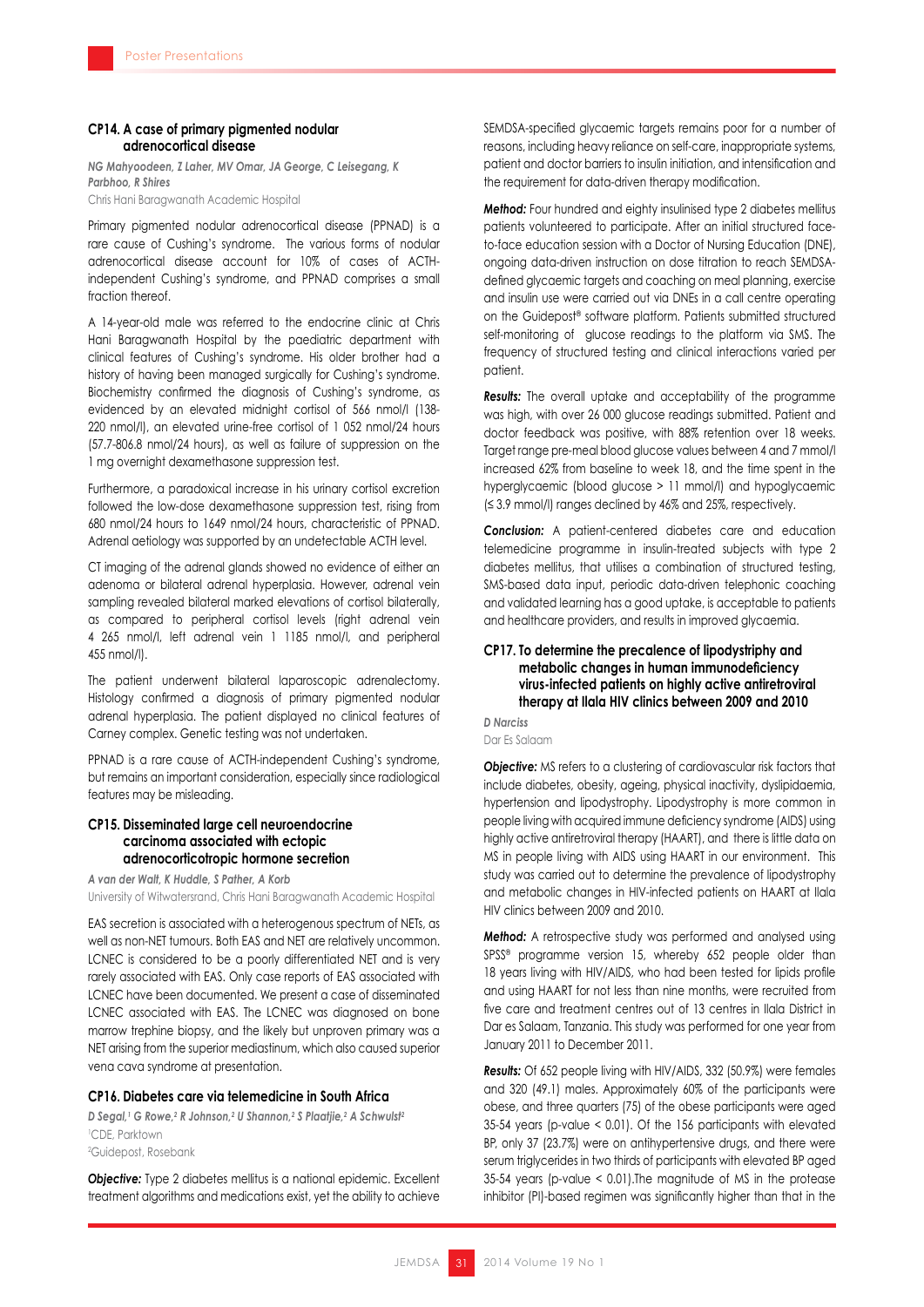### CP14. A case of primary pigmented nodular adrenocortical disease

*NG Mahyoodeen, Z Laher, MV Omar, JA George, C Leisegang, K Parbhoo, R Shires*

Chris Hani Baragwanath Academic Hospital

Primary pigmented nodular adrenocortical disease (PPNAD) is a rare cause of Cushing's syndrome. The various forms of nodular adrenocortical disease account for 10% of cases of ACTH-independent Cushing's syndrome, and PPNAD comprises a small fraction thereof.

A 14-year-old male was referred to the endocrine clinic at Chris Hani Baragwanath Hospital by the paediatric department with clinical features of Cushing's syndrome. His older brother had a history of having been managed surgically for Cushing's syndrome. Biochemistry confirmed the diagnosis of Cushing's syndrome, as evidenced by an elevated midnight cortisol of 566 nmol/l (138-220 nmol/l), an elevated urine-free cortisol of 1 052 nmol/24 hours (57.7-806.8 nmol/24 hours), as well as failure of suppression on the 1 mg overnight dexamethasone suppression test.

Furthermore, a paradoxical increase in his urinary cortisol excretion followed the low-dose dexamethasone suppression test, rising from 680 nmol/24 hours to 1649 nmol/24 hours, characteristic of PPNAD. Adrenal aetiology was supported by an undetectable ACTH level.

CT imaging of the adrenal glands showed no evidence of either an adenoma or bilateral adrenal hyperplasia. However, adrenal vein sampling revealed bilateral marked elevations of cortisol bilaterally, as compared to peripheral cortisol levels (right adrenal vein 4 265 nmol/l, left adrenal vein 1 1185 nmol/l, and peripheral 455 nmol/l).

The patient underwent bilateral laparoscopic adrenalectomy. Histology confirmed a diagnosis of primary pigmented nodular adrenal hyperplasia. The patient displayed no clinical features of Carney complex. Genetic testing was not undertaken.

PPNAD is a rare cause of ACTH-independent Cushing's syndrome, but remains an important consideration, especially since radiological features may be misleading.

### CP15. Disseminated large cell neuroendocrine carcinoma associated with ectopic adrenocorticotropic hormone secretion

*A van der Walt, K Huddle, S Pather, A Korb*

University of Witwatersrand, Chris Hani Baragwanath Academic Hospital

EAS secretion is associated with a heterogenous spectrum of NETs, as well as non-NET tumours. Both EAS and NET are relatively uncommon. LCNEC is considered to be a poorly differentiated NET and is very rarely associated with EAS. Only case reports of EAS associated with LCNEC have been documented. We present a case of disseminated LCNEC associated with EAS. The LCNEC was diagnosed on bone marrow trephine biopsy, and the likely but unproven primary was a NET arising from the superior mediastinum, which also caused superior vena cava syndrome at presentation.

### CP16. Diabetes care via telemedicine in South Africa

*D Segal,[1] G Rowe,[2] R Johnson,[2] U Shannon,[2] S Plaatjie,[2] A Schwulst[2]*

[1]CDE, Parktown

[2]Guidepost, Rosebank

***Objective:*** Type 2 diabetes mellitus is a national epidemic. Excellent treatment algorithms and medications exist, yet the ability to achieve SEMDSA-specified glycaemic targets remains poor for a number of reasons, including heavy reliance on self-care, inappropriate systems, patient and doctor barriers to insulin initiation, and intensification and the requirement for data-driven therapy modification.

***Method:*** Four hundred and eighty insulinised type 2 diabetes mellitus patients volunteered to participate. After an initial structured face-to-face education session with a Doctor of Nursing Education (DNE), ongoing data-driven instruction on dose titration to reach SEMDSA-defined glycaemic targets and coaching on meal planning, exercise and insulin use were carried out via DNEs in a call centre operating on the Guidepost® software platform. Patients submitted structured self-monitoring of glucose readings to the platform via SMS. The frequency of structured testing and clinical interactions varied per patient.

***Results:*** The overall uptake and acceptability of the programme was high, with over 26 000 glucose readings submitted. Patient and doctor feedback was positive, with 88% retention over 18 weeks. Target range pre-meal blood glucose values between 4 and 7 mmol/l increased 62% from baseline to week 18, and the time spent in the hyperglycaemic (blood glucose > 11 mmol/l) and hypoglycaemic (≤ 3.9 mmol/l) ranges declined by 46% and 25%, respectively.

***Conclusion:*** A patient-centered diabetes care and education telemedicine programme in insulin-treated subjects with type 2 diabetes mellitus, that utilises a combination of structured testing, SMS-based data input, periodic data-driven telephonic coaching and validated learning has a good uptake, is acceptable to patients and healthcare providers, and results in improved glycaemia.

### CP17. To determine the precalence of lipodystriphy and metabolic changes in human immunodeficiency virus-infected patients on highly active antiretroviral therapy at Ilala HIV clinics between 2009 and 2010

*D Narcis*

Dar Es Salaam

***Objective:*** MS refers to a clustering of cardiovascular risk factors that include diabetes, obesity, ageing, physical inactivity, dyslipidaemia, hypertension and lipodystrophy. Lipodystrophy is more common in people living with acquired immune deficiency syndrome (AIDS) using highly active antiretroviral therapy (HAART), and there is little data on MS in people living with AIDS using HAART in our environment. This study was carried out to determine the prevalence of lipodystrophy and metabolic changes in HIV-infected patients on HAART at Ilala HIV clinics between 2009 and 2010.

***Method:*** A retrospective study was performed and analysed using SPSS® programme version 15, whereby 652 people older than 18 years living with HIV/AIDS, who had been tested for lipids profile and using HAART for not less than nine months, were recruited from five care and treatment centres out of 13 centres in Ilala District in Dar es Salaam, Tanzania. This study was performed for one year from January 2011 to December 2011.

***Results:*** Of 652 people living with HIV/AIDS, 332 (50.9%) were females and 320 (49.1) males. Approximately 60% of the participants were obese, and three quarters (75) of the obese participants were aged 35-54 years (p-value < 0.01). Of the 156 participants with elevated BP, only 37 (23.7%) were on antihypertensive drugs, and there were serum triglycerides in two thirds of participants with elevated BP aged 35-54 years (p-value < 0.01).The magnitude of MS in the protease inhibitor (PI)-based regimen was significantly higher than that in the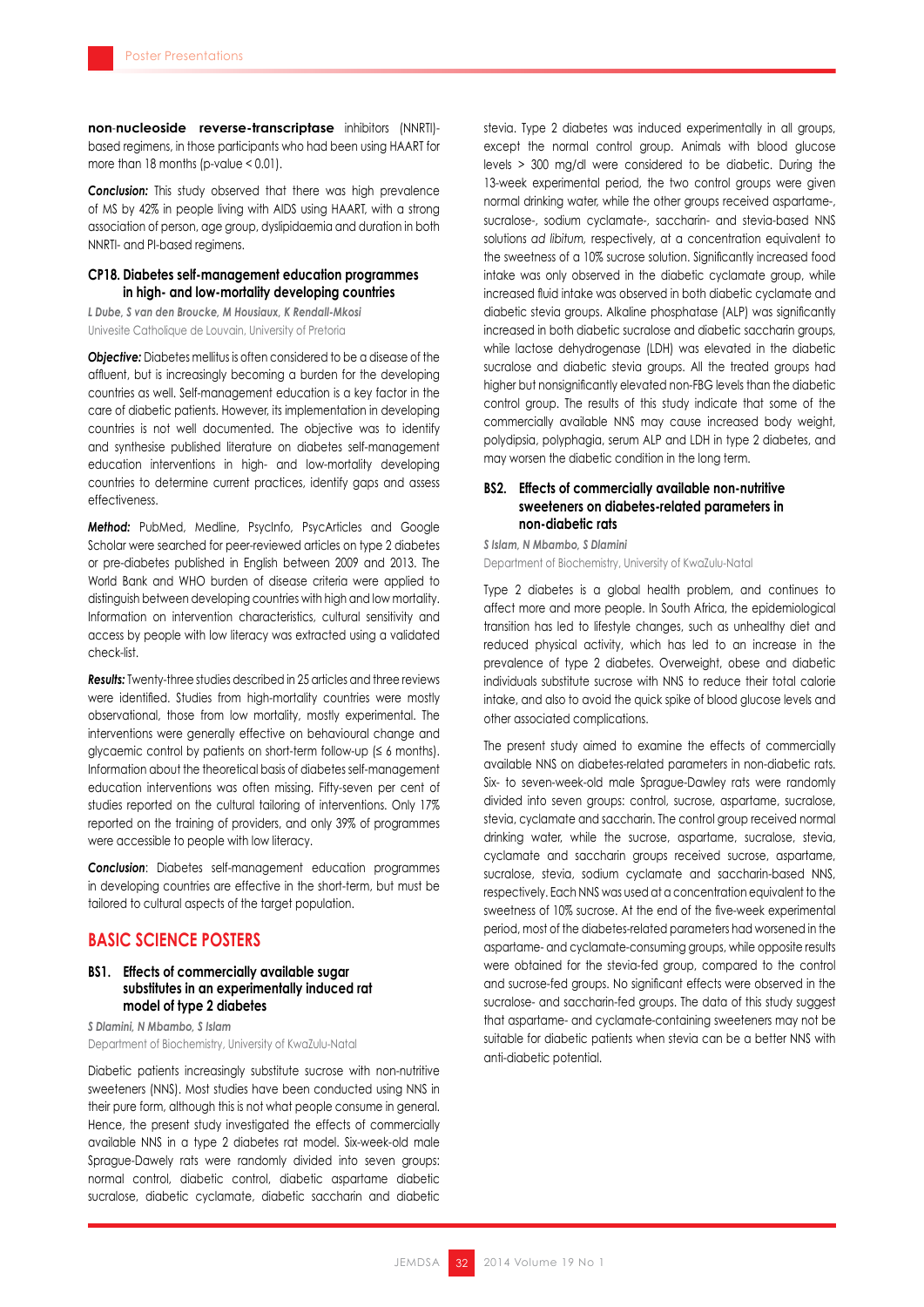**non-nucleoside reverse-transcriptase** inhibitors (NNRTI)-based regimens, in those participants who had been using HAART for more than 18 months (p-value < 0.01).

***Conclusion:*** This study observed that there was high prevalence of MS by 42% in people living with AIDS using HAART, with a strong association of person, age group, dyslipidaemia and duration in both NNRTI- and PI-based regimens.

### CP18. Diabetes self-management education programmes in high- and low-mortality developing countries

*L Dube, S van den Broucke, M Housiaux, K Rendall-Mkosi*

Univesite Catholique de Louvain, University of Pretoria

***Objective:*** Diabetes mellitus is often considered to be a disease of the affluent, but is increasingly becoming a burden for the developing countries as well. Self-management education is a key factor in the care of diabetic patients. However, its implementation in developing countries is not well documented. The objective was to identify and synthesise published literature on diabetes self-management education interventions in high- and low-mortality developing countries to determine current practices, identify gaps and assess effectiveness.

***Method:*** PubMed, Medline, PsycInfo, PsycArticles and Google Scholar were searched for peer-reviewed articles on type 2 diabetes or pre-diabetes published in English between 2009 and 2013. The World Bank and WHO burden of disease criteria were applied to distinguish between developing countries with high and low mortality. Information on intervention characteristics, cultural sensitivity and access by people with low literacy was extracted using a validated check-list.

***Results:*** Twenty-three studies described in 25 articles and three reviews were identified. Studies from high-mortality countries were mostly observational, those from low mortality, mostly experimental. The interventions were generally effective on behavioural change and glycaemic control by patients on short-term follow-up (≤ 6 months). Information about the theoretical basis of diabetes self-management education interventions was often missing. Fifty-seven per cent of studies reported on the cultural tailoring of interventions. Only 17% reported on the training of providers, and only 39% of programmes were accessible to people with low literacy.

***Conclusion***: Diabetes self-management education programmes in developing countries are effective in the short-term, but must be tailored to cultural aspects of the target population.

## BASIC SCIENCE POSTERS

### BS1. Effects of commercially available sugar substitutes in an experimentally induced rat model of type 2 diabetes

*S Dlamini, N Mbambo, S Islam*

Department of Biochemistry, University of KwaZulu-Natal

Diabetic patients increasingly substitute sucrose with non-nutritive sweeteners (NNS). Most studies have been conducted using NNS in their pure form, although this is not what people consume in general. Hence, the present study investigated the effects of commercially available NNS in a type 2 diabetes rat model. Six-week-old male Sprague-Dawely rats were randomly divided into seven groups: normal control, diabetic control, diabetic aspartame diabetic sucralose, diabetic cyclamate, diabetic saccharin and diabetic stevia. Type 2 diabetes was induced experimentally in all groups, except the normal control group. Animals with blood glucose levels > 300 mg/dl were considered to be diabetic. During the 13-week experimental period, the two control groups were given normal drinking water, while the other groups received aspartame-, sucralose-, sodium cyclamate-, saccharin- and stevia-based NNS solutions *ad libitum*, respectively, at a concentration equivalent to the sweetness of a 10% sucrose solution. Significantly increased food intake was only observed in the diabetic cyclamate group, while increased fluid intake was observed in both diabetic cyclamate and diabetic stevia groups. Alkaline phosphatase (ALP) was significantly increased in both diabetic sucralose and diabetic saccharin groups, while lactose dehydrogenase (LDH) was elevated in the diabetic sucralose and diabetic stevia groups. All the treated groups had higher but nonsignificantly elevated non-FBG levels than the diabetic control group. The results of this study indicate that some of the commercially available NNS may cause increased body weight, polydipsia, polyphagia, serum ALP and LDH in type 2 diabetes, and may worsen the diabetic condition in the long term.

### BS2. Effects of commercially available non-nutritive sweeteners on diabetes-related parameters in non-diabetic rats

*S Islam, N Mbambo, S Dlamini*

Department of Biochemistry, University of KwaZulu-Natal

Type 2 diabetes is a global health problem, and continues to affect more and more people. In South Africa, the epidemiological transition has led to lifestyle changes, such as unhealthy diet and reduced physical activity, which has led to an increase in the prevalence of type 2 diabetes. Overweight, obese and diabetic individuals substitute sucrose with NNS to reduce their total calorie intake, and also to avoid the quick spike of blood glucose levels and other associated complications.

The present study aimed to examine the effects of commercially available NNS on diabetes-related parameters in non-diabetic rats. Six- to seven-week-old male Sprague-Dawley rats were randomly divided into seven groups: control, sucrose, aspartame, sucralose, stevia, cyclamate and saccharin. The control group received normal drinking water, while the sucrose, aspartame, sucralose, stevia, cyclamate and saccharin groups received sucrose, aspartame, sucralose, stevia, sodium cyclamate and saccharin-based NNS, respectively. Each NNS was used at a concentration equivalent to the sweetness of 10% sucrose. At the end of the five-week experimental period, most of the diabetes-related parameters had worsened in the aspartame- and cyclamate-consuming groups, while opposite results were obtained for the stevia-fed group, compared to the control and sucrose-fed groups. No significant effects were observed in the sucralose- and saccharin-fed groups. The data of this study suggest that aspartame- and cyclamate-containing sweeteners may not be suitable for diabetic patients when stevia can be a better NNS with anti-diabetic potential.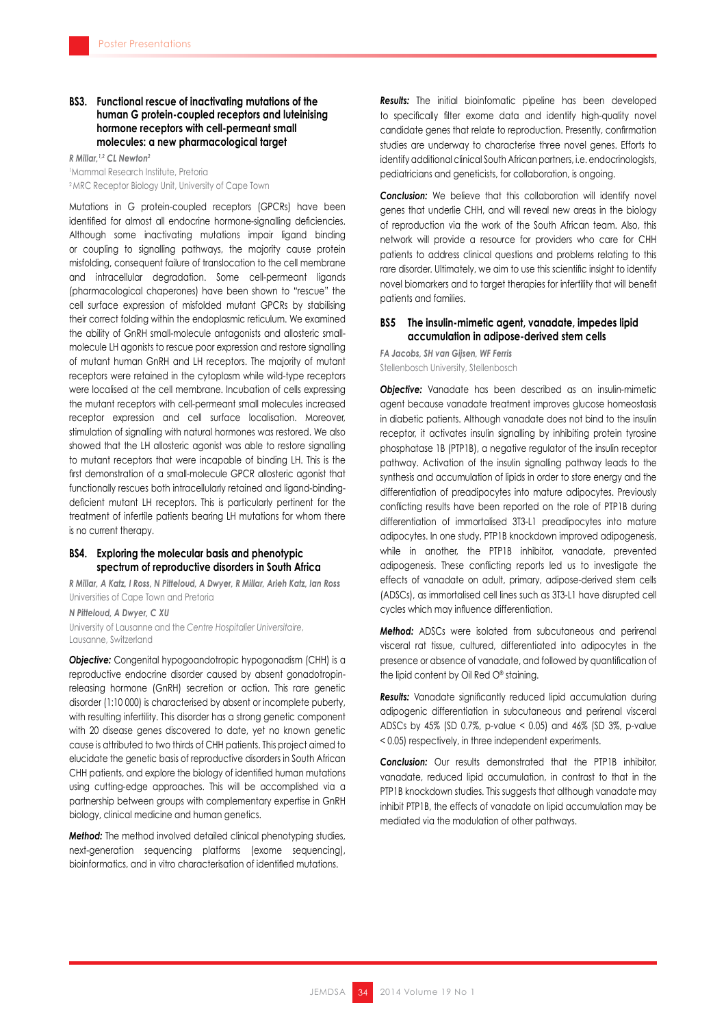### BS3. Functional rescue of inactivating mutations of the human G protein-coupled receptors and luteinising hormone receptors with cell-permeant small molecules: a new pharmacological target

*R Millar,[1,2] CL Newton[2]*

[1]Mammal Research Institute, Pretoria

[2]MRC Receptor Biology Unit, University of Cape Town

Mutations in G protein-coupled receptors (GPCRs) have been identified for almost all endocrine hormone-signalling deficiencies. Although some inactivating mutations impair ligand binding or coupling to signalling pathways, the majority cause protein misfolding, consequent failure of translocation to the cell membrane and intracellular degradation. Some cell-permeant ligands (pharmacological chaperones) have been shown to "rescue" the cell surface expression of misfolded mutant GPCRs by stabilising their correct folding within the endoplasmic reticulum. We examined the ability of GnRH small-molecule antagonists and allosteric small-molecule LH agonists to rescue poor expression and restore signalling of mutant human GnRH and LH receptors. The majority of mutant receptors were retained in the cytoplasm while wild-type receptors were localised at the cell membrane. Incubation of cells expressing the mutant receptors with cell-permeant small molecules increased receptor expression and cell surface localisation. Moreover, stimulation of signalling with natural hormones was restored. We also showed that the LH allosteric agonist was able to restore signalling to mutant receptors that were incapable of binding LH. This is the first demonstration of a small-molecule GPCR allosteric agonist that functionally rescues both intracellularly retained and ligand-binding-deficient mutant LH receptors. This is particularly pertinent for the treatment of infertile patients bearing LH mutations for whom there is no current therapy.

### BS4. Exploring the molecular basis and phenotypic spectrum of reproductive disorders in South Africa

*R Millar, A Katz, I Ross, N Pitteloud, A Dwyer, R Millar, Arieh Katz, Ian Ross*

Universities of Cape Town and Pretoria

*N Pitteloud, A Dwyer, C XU*

University of Lausanne and the *Centre Hospitalier Universitaire*, Lausanne, Switzerland

***Objective:*** Congenital hypogoandotropic hypogonadism (CHH) is a reproductive endocrine disorder caused by absent gonadotropin-releasing hormone (GnRH) secretion or action. This rare genetic disorder (1:10 000) is characterised by absent or incomplete puberty, with resulting infertility. This disorder has a strong genetic component with 20 disease genes discovered to date, yet no known genetic cause is attributed to two thirds of CHH patients. This project aimed to elucidate the genetic basis of reproductive disorders in South African CHH patients, and explore the biology of identified human mutations using cutting-edge approaches. This will be accomplished via a partnership between groups with complementary expertise in GnRH biology, clinical medicine and human genetics.

***Method:*** The method involved detailed clinical phenotyping studies, next-generation sequencing platforms (exome sequencing), bioinformatics, and in vitro characterisation of identified mutations.

***Results:*** The initial bioinfomatic pipeline has been developed to specifically filter exome data and identify high-quality novel candidate genes that relate to reproduction. Presently, confirmation studies are underway to characterise three novel genes. Efforts to identify additional clinical South African partners, i.e. endocrinologists, pediatricians and geneticists, for collaboration, is ongoing.

***Conclusion:*** We believe that this collaboration will identify novel genes that underlie CHH, and will reveal new areas in the biology of reproduction via the work of the South African team. Also, this network will provide a resource for providers who care for CHH patients to address clinical questions and problems relating to this rare disorder. Ultimately, we aim to use this scientific insight to identify novel biomarkers and to target therapies for infertility that will benefit patients and families.

### BS5 The insulin-mimetic agent, vanadate, impedes lipid accumulation in adipose-derived stem cells

*FA Jacobs, SH van Gijsen, WF Ferris*

Stellenbosch University, Stellenbosch

***Objective:*** Vanadate has been described as an insulin-mimetic agent because vanadate treatment improves glucose homeostasis in diabetic patients. Although vanadate does not bind to the insulin receptor, it activates insulin signalling by inhibiting protein tyrosine phosphatase 1B (PTP1B), a negative regulator of the insulin receptor pathway. Activation of the insulin signalling pathway leads to the synthesis and accumulation of lipids in order to store energy and the differentiation of preadipocytes into mature adipocytes. Previously conflicting results have been reported on the role of PTP1B during differentiation of immortalised 3T3-L1 preadipocytes into mature adipocytes. In one study, PTP1B knockdown improved adipogenesis, while in another, the PTP1B inhibitor, vanadate, prevented adipogenesis. These conflicting reports led us to investigate the effects of vanadate on adult, primary, adipose-derived stem cells (ADSCs), as immortalised cell lines such as 3T3-L1 have disrupted cell cycles which may influence differentiation.

***Method:*** ADSCs were isolated from subcutaneous and perirenal visceral rat tissue, cultured, differentiated into adipocytes in the presence or absence of vanadate, and followed by quantification of the lipid content by Oil Red O® staining.

***Results:*** Vanadate significantly reduced lipid accumulation during adipogenic differentiation in subcutaneous and perirenal visceral ADSCs by 45% (SD 0.7%, p-value < 0.05) and 46% (SD 3%, p-value < 0.05) respectively, in three independent experiments.

***Conclusion:*** Our results demonstrated that the PTP1B inhibitor, vanadate, reduced lipid accumulation, in contrast to that in the PTP1B knockdown studies. This suggests that although vanadate may inhibit PTP1B, the effects of vanadate on lipid accumulation may be mediated via the modulation of other pathways.